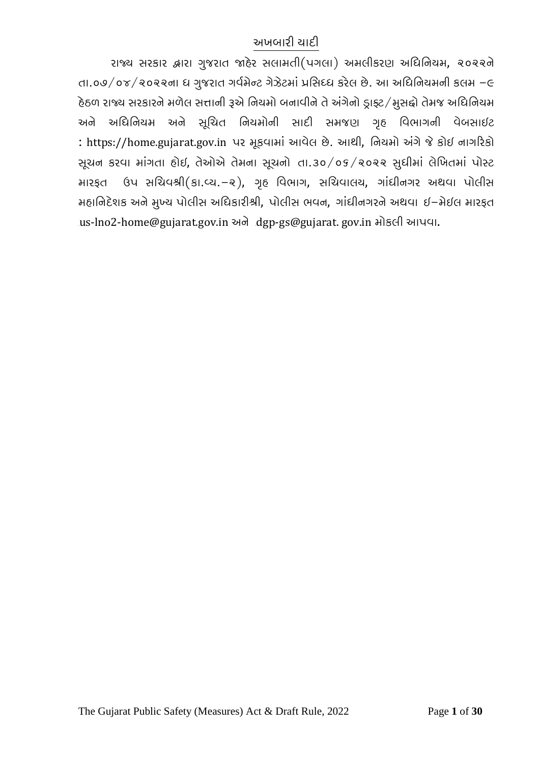## અખબારી યાદી

રાજ્ય સરકાર દ્વારા ગુજરાત જાહેર સલામતી(પગલા) અમલીકરણ અધિનિયમ, ૨૦૨૨ને તા.૦૭/૦૪/૨૦૨૨ના ધ ગુજરાત ગવર્મેન્ટ ગેઝેટમાં પ્રસિધ્ધ કરેલ છે. આ અધિનિયમની કલમ –૯ હેઠળ રાજ્ય સરકારને મળેલ સત્તાની રૂએ નિયમો બનાવીને તે અંગેનો ડ્રાફ્ટ/મુસદ્દો તેમજ અધિનિયમ અને અધિનિયમ અને સૂચિત નિયમોની સાદી સમજણ ગૃહ વિભાગની વેબસાઇટ : https://home.gujarat.gov.in પર મૂકવામાં આવેલ છે. આથી, નિયમો અંગે જે કોઇ નાગરિકો સૂચન કરવા માંગતા હોઇ, તેઓએ તેમના સૂચનો તા.૩૦/૦૬/૨૦૨૨ સુધીમાં લેખિતમાં પોસ્ટ મારફત ઉપ સચિવશ્રી(કા.વ્ય.–૨), ગૃહ વિભાગ, સચિવાલય, ગાંધીનગર અથવા પોલીસ મહાનિદેશક અને મુખ્ય પોલીસ અધિકારીશ્રી, પોલીસ ભવન, ગાંધીનગરને અથવા ઈ–મેઇલ મારફત us-lno2-home@gujarat.gov.in અને dgp-gs@gujarat. gov.in મોકલી આપવા.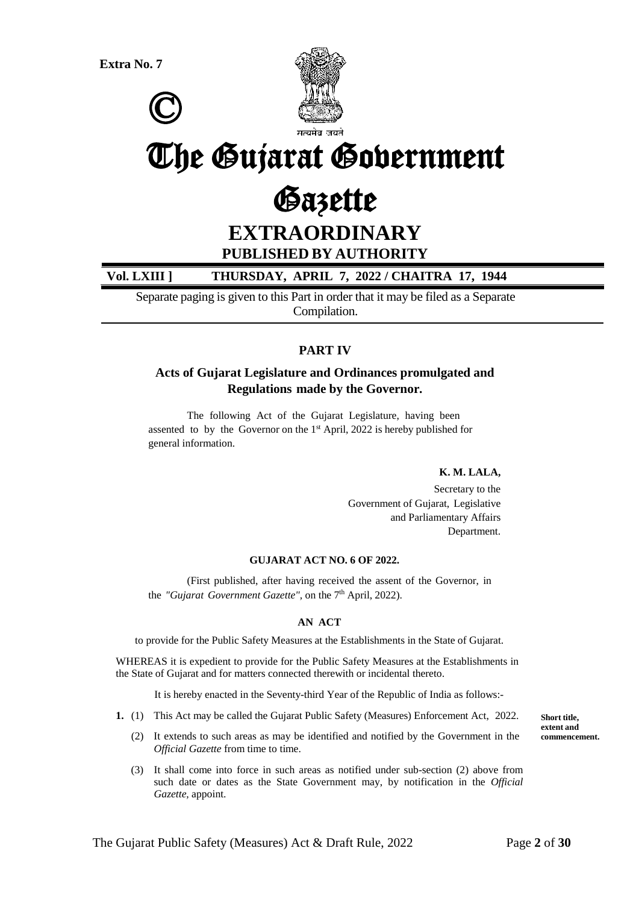**Extra No. 7**

©

सत्यमेव जयते

# The Gujarat Government Gazette

# EXTRAORDINARY

**PUBLISHED BY AUTHORITY**

**Vol. LXIII ] THURSDAY, APRIL 7, 2022 / CHAITRA 17, 1944**

Separate paging is given to this Part in order that it may be filed as a Separate Compilation.

## PART IV

### Acts of Gujarat Legislature and Ordinances promulgated and Regulations made by the Governor.

The following Act of the Gujarat Legislature, having been assented to by the Governor on the 1st April, 2022 is hereby published for general information.

**K. M. LALA,**

Secretary to the Government of Gujarat, Legislative and Parliamentary Affairs Department.

**GUJARAT ACT NO. 6 OF 2022.**

(First published, after having received the assent of the Governor, in the *"Gujarat Government Gazette"*, on the 7th April, 2022).

**AN ACT**

to provide for the Public Safety Measures at the Establishments in the State of Gujarat.

WHEREAS it is expedient to provide for the Public Safety Measures at the Establishments in the State of Gujarat and for matters connected therewith or incidental thereto.

It is hereby enacted in the Seventy-third Year of the Republic of India as follows:-

**Short title, extent and commencement.**

**1.** (1) This Act may be called the Gujarat Public Safety (Measures) Enforcement Act, 2022.

(2) It extends to such areas as may be identified and notified by the Government in the *Official Gazette* from time to time.

(3) It shall come into force in such areas as notified under sub-section (2) above from such date or dates as the State Government may, by notification in the *Official Gazette*, appoint.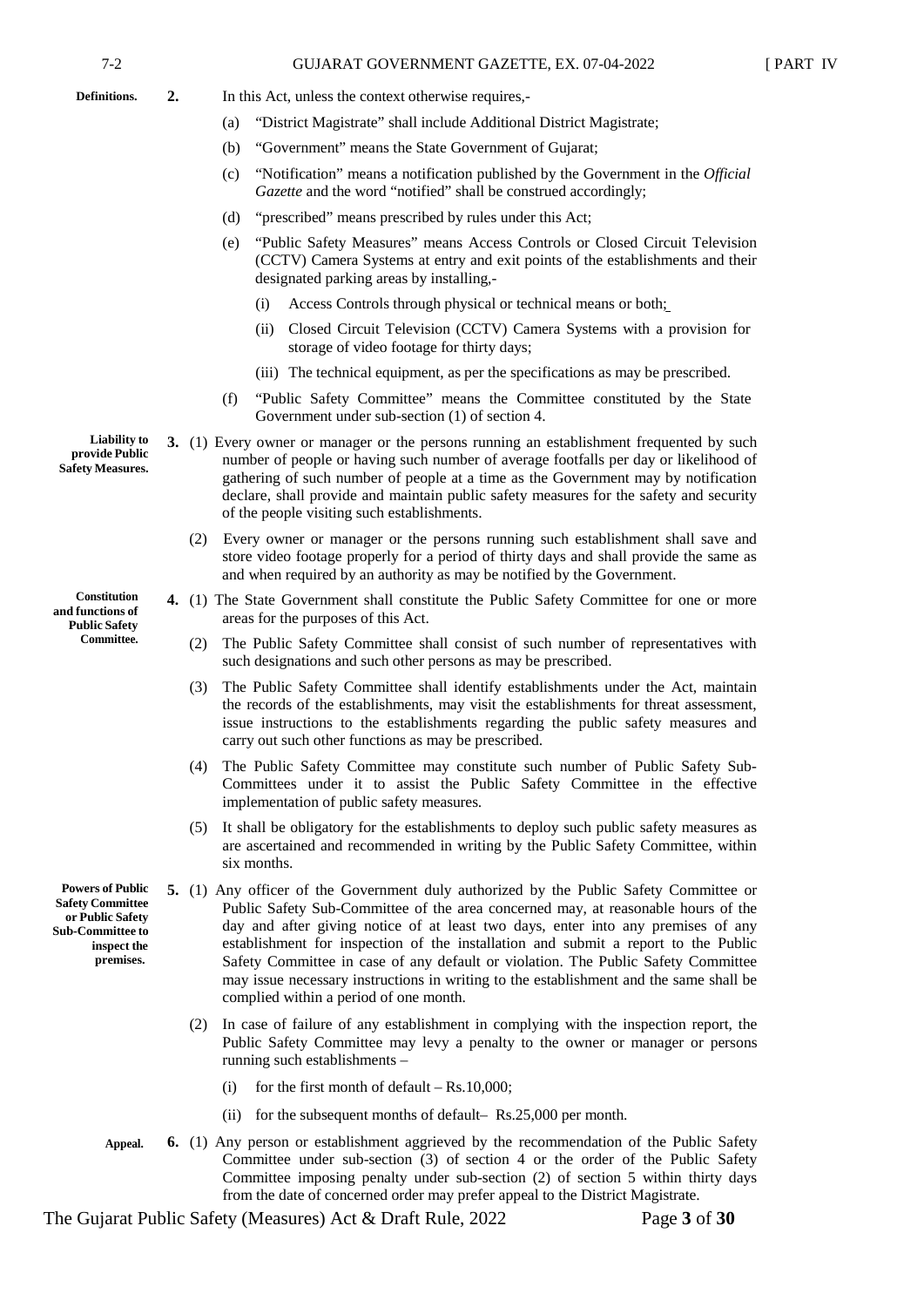**Definitions.** **2.** In this Act, unless the context otherwise requires,-

(a) "District Magistrate" shall include Additional District Magistrate;

(b) "Government" means the State Government of Gujarat;

(c) "Notification" means a notification published by the Government in the *Official Gazette* and the word "notified" shall be construed accordingly;

(d) "prescribed" means prescribed by rules under this Act;

(e) "Public Safety Measures" means Access Controls or Closed Circuit Television (CCTV) Camera Systems at entry and exit points of the establishments and their designated parking areas by installing,-

(i) Access Controls through physical or technical means or both;

(ii) Closed Circuit Television (CCTV) Camera Systems with a provision for storage of video footage for thirty days;

(iii) The technical equipment, as per the specifications as may be prescribed.

(f) "Public Safety Committee" means the Committee constituted by the State Government under sub-section (1) of section 4.

**Liability to provide Public Safety Measures.** **3.** (1) Every owner or manager or the persons running an establishment frequented by such number of people or having such number of average footfalls per day or likelihood of gathering of such number of people at a time as the Government may by notification declare, shall provide and maintain public safety measures for the safety and security of the people visiting such establishments.

(2) Every owner or manager or the persons running such establishment shall save and store video footage properly for a period of thirty days and shall provide the same as and when required by an authority as may be notified by the Government.

**Constitution and functions of Public Safety Committee.** **4.** (1) The State Government shall constitute the Public Safety Committee for one or more areas for the purposes of this Act.

(2) The Public Safety Committee shall consist of such number of representatives with such designations and such other persons as may be prescribed.

(3) The Public Safety Committee shall identify establishments under the Act, maintain the records of the establishments, may visit the establishments for threat assessment, issue instructions to the establishments regarding the public safety measures and carry out such other functions as may be prescribed.

(4) The Public Safety Committee may constitute such number of Public Safety Sub-Committees under it to assist the Public Safety Committee in the effective implementation of public safety measures.

(5) It shall be obligatory for the establishments to deploy such public safety measures as are ascertained and recommended in writing by the Public Safety Committee, within six months.

**Powers of Public Safety Committee or Public Safety Sub-Committee to inspect the premises.** **5.** (1) Any officer of the Government duly authorized by the Public Safety Committee or Public Safety Sub-Committee of the area concerned may, at reasonable hours of the day and after giving notice of at least two days, enter into any premises of any establishment for inspection of the installation and submit a report to the Public Safety Committee in case of any default or violation. The Public Safety Committee may issue necessary instructions in writing to the establishment and the same shall be complied within a period of one month.

(2) In case of failure of any establishment in complying with the inspection report, the Public Safety Committee may levy a penalty to the owner or manager or persons running such establishments –

(i) for the first month of default – Rs.10,000;

(ii) for the subsequent months of default– Rs.25,000 per month.

**Appeal.** **6.** (1) Any person or establishment aggrieved by the recommendation of the Public Safety Committee under sub-section (3) of section 4 or the order of the Public Safety Committee imposing penalty under sub-section (2) of section 5 within thirty days from the date of concerned order may prefer appeal to the District Magistrate.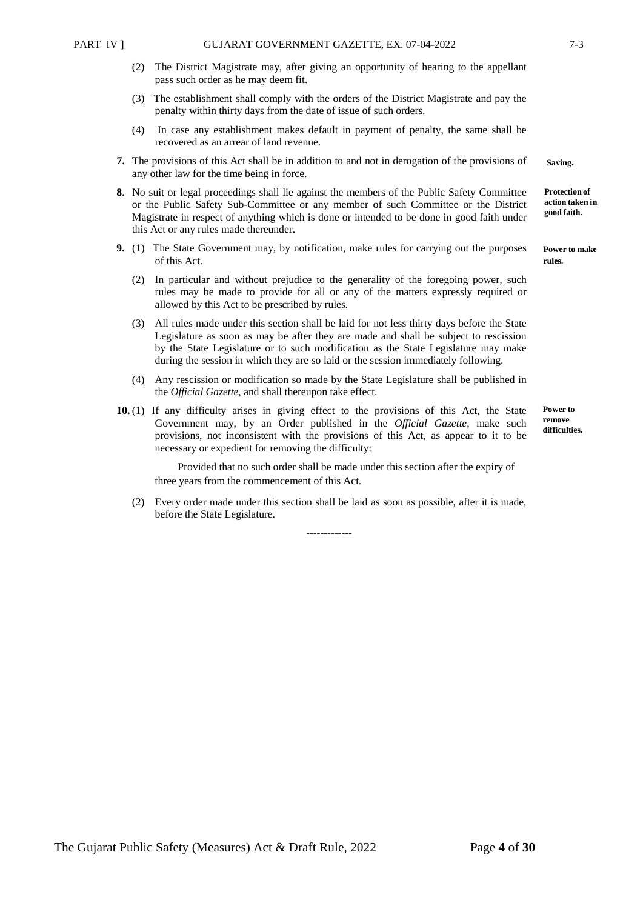(2) The District Magistrate may, after giving an opportunity of hearing to the appellant pass such order as he may deem fit.

(3) The establishment shall comply with the orders of the District Magistrate and pay the penalty within thirty days from the date of issue of such orders.

(4) In case any establishment makes default in payment of penalty, the same shall be recovered as an arrear of land revenue.

**Saving.**

**7.** The provisions of this Act shall be in addition to and not in derogation of the provisions of any other law for the time being in force.

**Protection of action taken in good faith.**

**8.** No suit or legal proceedings shall lie against the members of the Public Safety Committee or the Public Safety Sub-Committee or any member of such Committee or the District Magistrate in respect of anything which is done or intended to be done in good faith under this Act or any rules made thereunder.

**Power to make rules.**

**9.** (1) The State Government may, by notification, make rules for carrying out the purposes of this Act.

(2) In particular and without prejudice to the generality of the foregoing power, such rules may be made to provide for all or any of the matters expressly required or allowed by this Act to be prescribed by rules.

(3) All rules made under this section shall be laid for not less thirty days before the State Legislature as soon as may be after they are made and shall be subject to rescission by the State Legislature or to such modification as the State Legislature may make during the session in which they are so laid or the session immediately following.

(4) Any rescission or modification so made by the State Legislature shall be published in the *Official Gazette*, and shall thereupon take effect.

**Power to remove difficulties.**

**10.** (1) If any difficulty arises in giving effect to the provisions of this Act, the State Government may, by an Order published in the *Official Gazette*, make such provisions, not inconsistent with the provisions of this Act, as appear to it to be necessary or expedient for removing the difficulty:

Provided that no such order shall be made under this section after the expiry of three years from the commencement of this Act.

(2) Every order made under this section shall be laid as soon as possible, after it is made, before the State Legislature.

-------------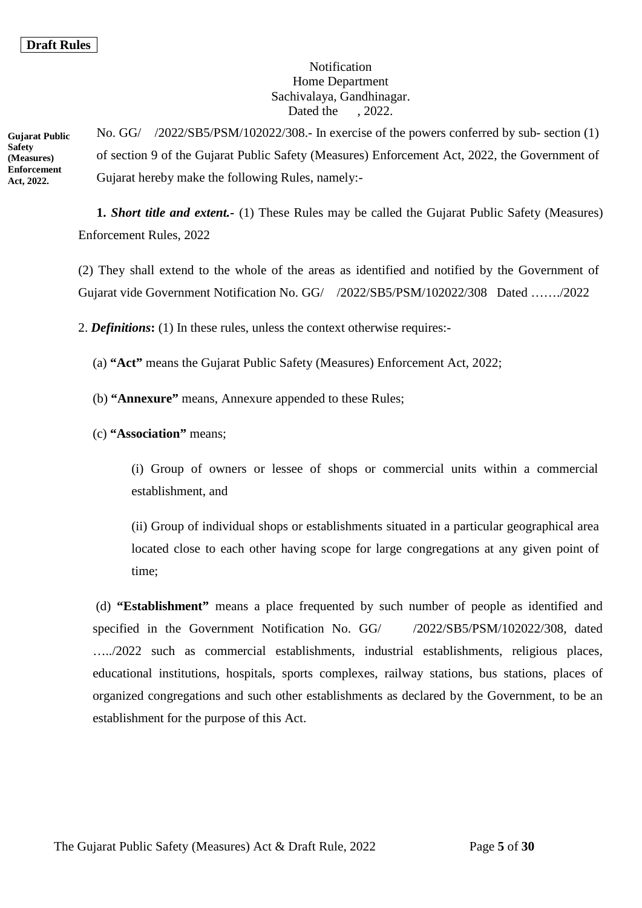**Draft Rules**

Notification
Home Department
Sachivalaya, Gandhinagar.
Dated the , 2022.

**Gujarat Public Safety (Measures) Enforcement Act, 2022.**

No. GG/ /2022/SB5/PSM/102022/308.- In exercise of the powers conferred by sub- section (1) of section 9 of the Gujarat Public Safety (Measures) Enforcement Act, 2022, the Government of Gujarat hereby make the following Rules, namely:-

**1.** ***Short title and extent.-*** (1) These Rules may be called the Gujarat Public Safety (Measures) Enforcement Rules, 2022

(2) They shall extend to the whole of the areas as identified and notified by the Government of Gujarat vide Government Notification No. GG/ /2022/SB5/PSM/102022/308 Dated ……./2022

2. ***Definitions*****:** (1) In these rules, unless the context otherwise requires:-

(a) **"Act"** means the Gujarat Public Safety (Measures) Enforcement Act, 2022;

(b) **"Annexure"** means, Annexure appended to these Rules;

(c) **"Association"** means;

(i) Group of owners or lessee of shops or commercial units within a commercial establishment, and

(ii) Group of individual shops or establishments situated in a particular geographical area located close to each other having scope for large congregations at any given point of time;

(d) **"Establishment"** means a place frequented by such number of people as identified and specified in the Government Notification No. GG/ /2022/SB5/PSM/102022/308, dated …../2022 such as commercial establishments, industrial establishments, religious places, educational institutions, hospitals, sports complexes, railway stations, bus stations, places of organized congregations and such other establishments as declared by the Government, to be an establishment for the purpose of this Act.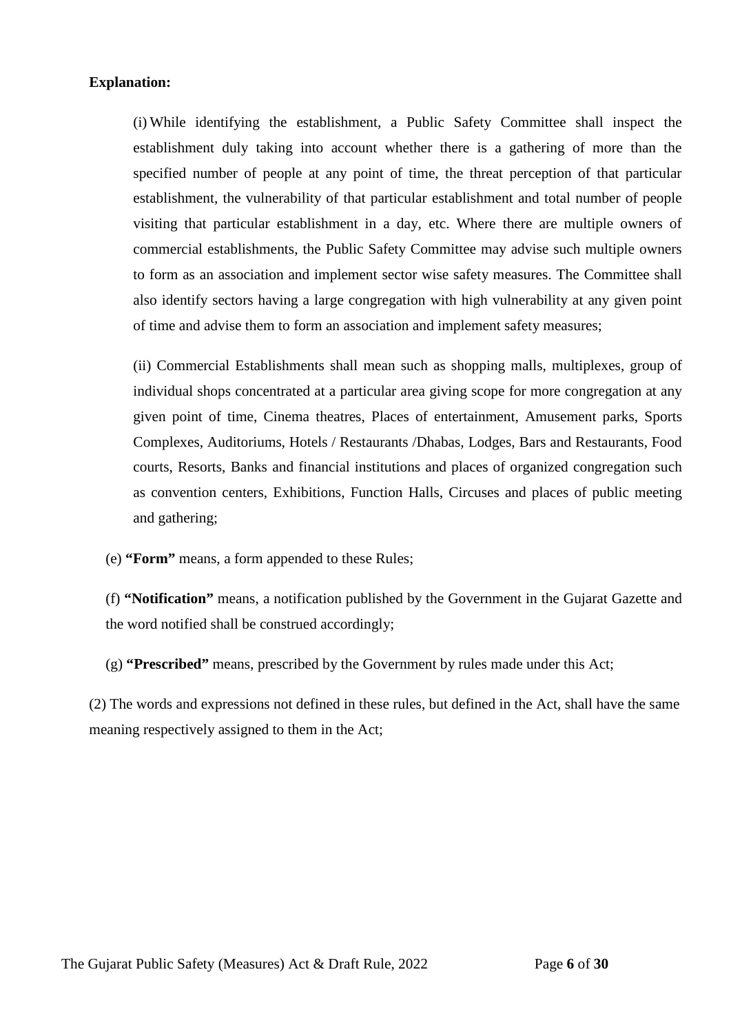**Explanation:**

(i) While identifying the establishment, a Public Safety Committee shall inspect the establishment duly taking into account whether there is a gathering of more than the specified number of people at any point of time, the threat perception of that particular establishment, the vulnerability of that particular establishment and total number of people visiting that particular establishment in a day, etc. Where there are multiple owners of commercial establishments, the Public Safety Committee may advise such multiple owners to form as an association and implement sector wise safety measures. The Committee shall also identify sectors having a large congregation with high vulnerability at any given point of time and advise them to form an association and implement safety measures;

(ii) Commercial Establishments shall mean such as shopping malls, multiplexes, group of individual shops concentrated at a particular area giving scope for more congregation at any given point of time, Cinema theatres, Places of entertainment, Amusement parks, Sports Complexes, Auditoriums, Hotels / Restaurants /Dhabas, Lodges, Bars and Restaurants, Food courts, Resorts, Banks and financial institutions and places of organized congregation such as convention centers, Exhibitions, Function Halls, Circuses and places of public meeting and gathering;

(e) **"Form"** means, a form appended to these Rules;

(f) **"Notification"** means, a notification published by the Government in the Gujarat Gazette and the word notified shall be construed accordingly;

(g) **"Prescribed"** means, prescribed by the Government by rules made under this Act;

(2) The words and expressions not defined in these rules, but defined in the Act, shall have the same meaning respectively assigned to them in the Act;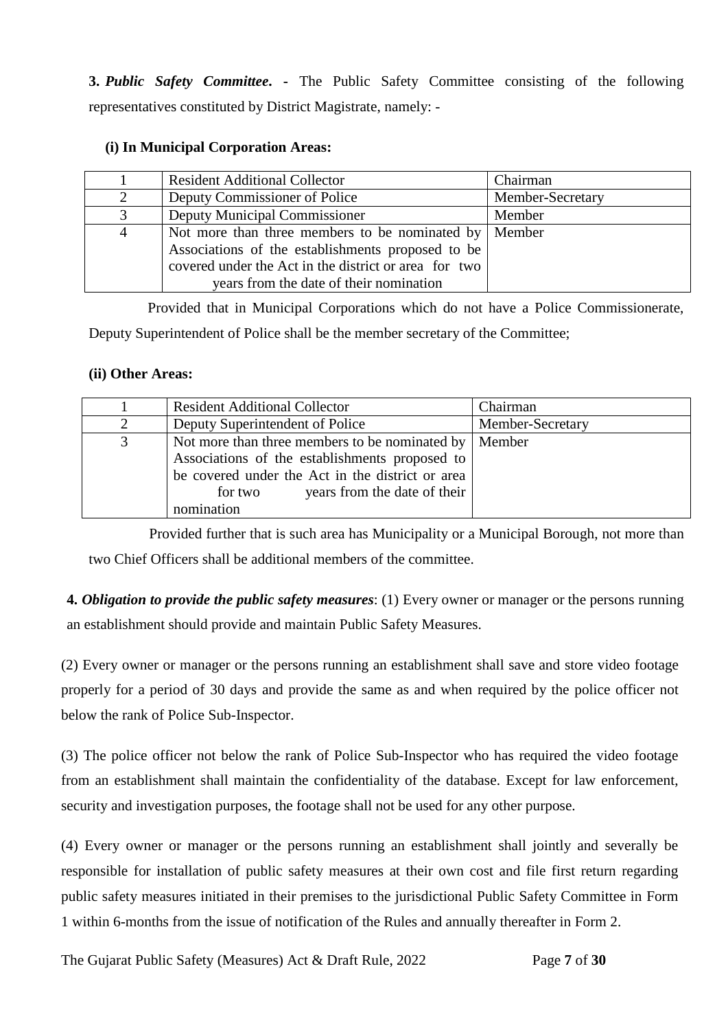**3.** ***Public Safety Committee***. - The Public Safety Committee consisting of the following representatives constituted by District Magistrate, namely: -

**(i) In Municipal Corporation Areas:**

| | | |
|---|---|---|
| 1 | Resident Additional Collector | Chairman |
| 2 | Deputy Commissioner of Police | Member-Secretary |
| 3 | Deputy Municipal Commissioner | Member |
| 4 | Not more than three members to be nominated by Associations of the establishments proposed to be covered under the Act in the district or area for two years from the date of their nomination | Member |

Provided that in Municipal Corporations which do not have a Police Commissionerate, Deputy Superintendent of Police shall be the member secretary of the Committee;

**(ii) Other Areas:**

| | | |
|---|---|---|
| 1 | Resident Additional Collector | Chairman |
| 2 | Deputy Superintendent of Police | Member-Secretary |
| 3 | Not more than three members to be nominated by Associations of the establishments proposed to be covered under the Act in the district or area for two years from the date of their nomination | Member |

Provided further that is such area has Municipality or a Municipal Borough, not more than two Chief Officers shall be additional members of the committee.

**4.** ***Obligation to provide the public safety measures***: (1) Every owner or manager or the persons running an establishment should provide and maintain Public Safety Measures.

(2) Every owner or manager or the persons running an establishment shall save and store video footage properly for a period of 30 days and provide the same as and when required by the police officer not below the rank of Police Sub-Inspector.

(3) The police officer not below the rank of Police Sub-Inspector who has required the video footage from an establishment shall maintain the confidentiality of the database. Except for law enforcement, security and investigation purposes, the footage shall not be used for any other purpose.

(4) Every owner or manager or the persons running an establishment shall jointly and severally be responsible for installation of public safety measures at their own cost and file first return regarding public safety measures initiated in their premises to the jurisdictional Public Safety Committee in Form 1 within 6-months from the issue of notification of the Rules and annually thereafter in Form 2.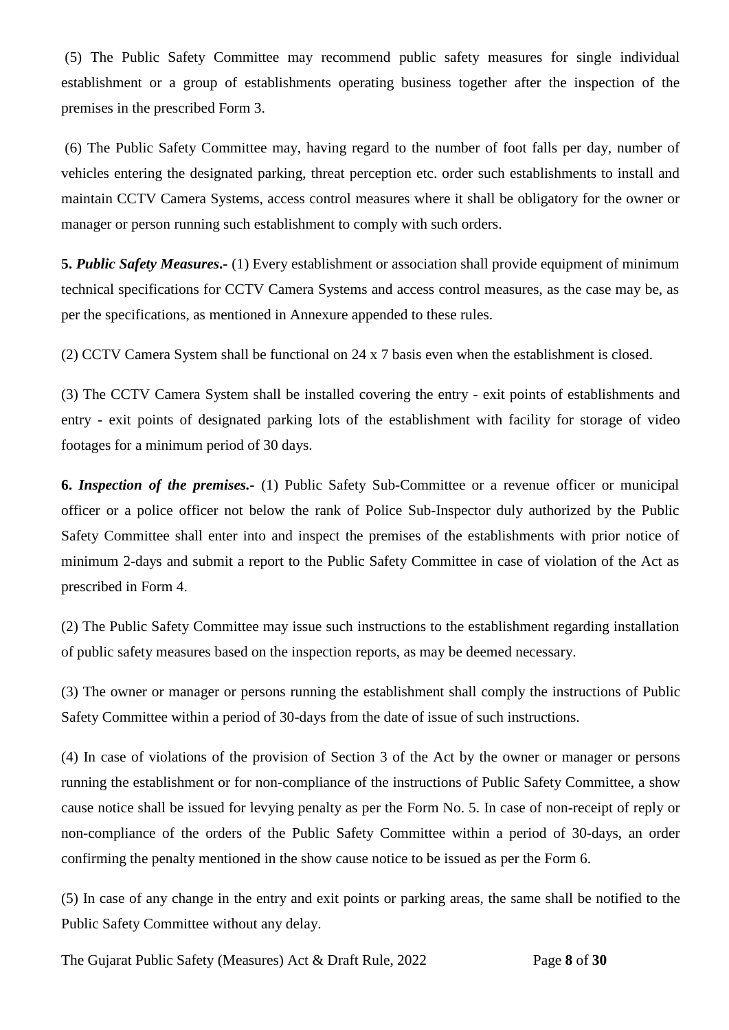(5) The Public Safety Committee may recommend public safety measures for single individual establishment or a group of establishments operating business together after the inspection of the premises in the prescribed Form 3.

(6) The Public Safety Committee may, having regard to the number of foot falls per day, number of vehicles entering the designated parking, threat perception etc. order such establishments to install and maintain CCTV Camera Systems, access control measures where it shall be obligatory for the owner or manager or person running such establishment to comply with such orders.

**5.** ***Public Safety Measures*****.-** (1) Every establishment or association shall provide equipment of minimum technical specifications for CCTV Camera Systems and access control measures, as the case may be, as per the specifications, as mentioned in Annexure appended to these rules.

(2) CCTV Camera System shall be functional on 24 x 7 basis even when the establishment is closed.

(3) The CCTV Camera System shall be installed covering the entry - exit points of establishments and entry - exit points of designated parking lots of the establishment with facility for storage of video footages for a minimum period of 30 days.

**6.** ***Inspection of the premises.*****-** (1) Public Safety Sub-Committee or a revenue officer or municipal officer or a police officer not below the rank of Police Sub-Inspector duly authorized by the Public Safety Committee shall enter into and inspect the premises of the establishments with prior notice of minimum 2-days and submit a report to the Public Safety Committee in case of violation of the Act as prescribed in Form 4.

(2) The Public Safety Committee may issue such instructions to the establishment regarding installation of public safety measures based on the inspection reports, as may be deemed necessary.

(3) The owner or manager or persons running the establishment shall comply the instructions of Public Safety Committee within a period of 30-days from the date of issue of such instructions.

(4) In case of violations of the provision of Section 3 of the Act by the owner or manager or persons running the establishment or for non-compliance of the instructions of Public Safety Committee, a show cause notice shall be issued for levying penalty as per the Form No. 5. In case of non-receipt of reply or non-compliance of the orders of the Public Safety Committee within a period of 30-days, an order confirming the penalty mentioned in the show cause notice to be issued as per the Form 6.

(5) In case of any change in the entry and exit points or parking areas, the same shall be notified to the Public Safety Committee without any delay.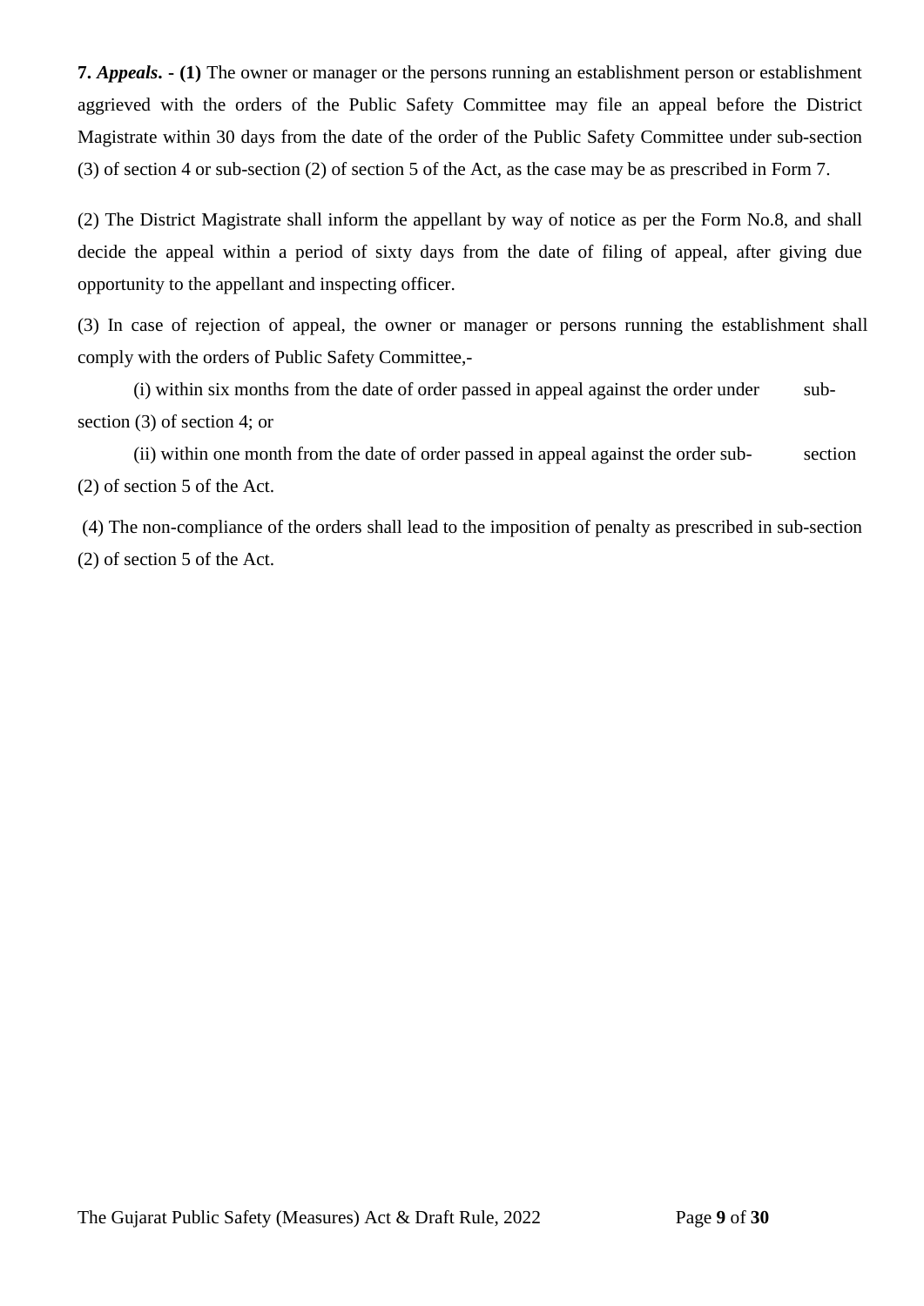**7. *Appeals*. - (1)** The owner or manager or the persons running an establishment person or establishment aggrieved with the orders of the Public Safety Committee may file an appeal before the District Magistrate within 30 days from the date of the order of the Public Safety Committee under sub-section (3) of section 4 or sub-section (2) of section 5 of the Act, as the case may be as prescribed in Form 7.

(2) The District Magistrate shall inform the appellant by way of notice as per the Form No.8, and shall decide the appeal within a period of sixty days from the date of filing of appeal, after giving due opportunity to the appellant and inspecting officer.

(3) In case of rejection of appeal, the owner or manager or persons running the establishment shall comply with the orders of Public Safety Committee,-

(i) within six months from the date of order passed in appeal against the order under sub-section (3) of section 4; or

(ii) within one month from the date of order passed in appeal against the order sub-section (2) of section 5 of the Act.

(4) The non-compliance of the orders shall lead to the imposition of penalty as prescribed in sub-section (2) of section 5 of the Act.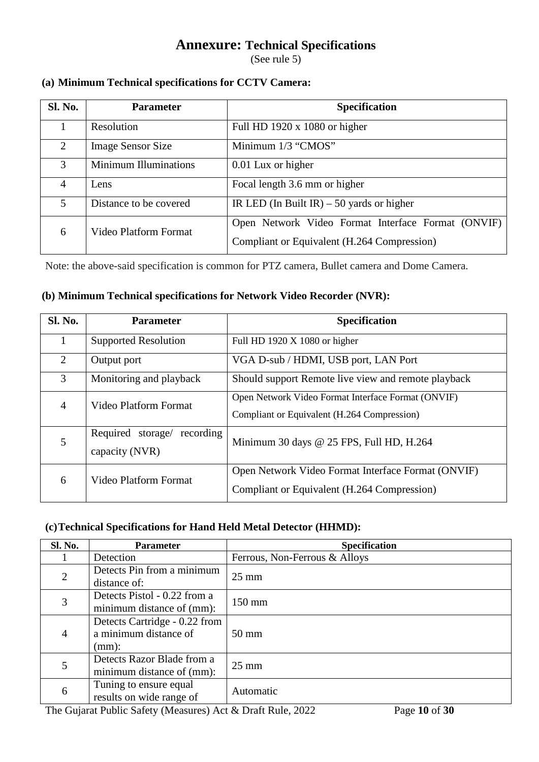# Annexure: Technical Specifications

(See rule 5)

**(a) Minimum Technical specifications for CCTV Camera:**

| Sl. No. | Parameter | Specification |
|---|---|---|
| 1 | Resolution | Full HD 1920 x 1080 or higher |
| 2 | Image Sensor Size | Minimum 1/3 "CMOS" |
| 3 | Minimum Illuminations | 0.01 Lux or higher |
| 4 | Lens | Focal length 3.6 mm or higher |
| 5 | Distance to be covered | IR LED (In Built IR) – 50 yards or higher |
| 6 | Video Platform Format | Open Network Video Format Interface Format (ONVIF) Compliant or Equivalent (H.264 Compression) |

Note: the above-said specification is common for PTZ camera, Bullet camera and Dome Camera.

**(b) Minimum Technical specifications for Network Video Recorder (NVR):**

| Sl. No. | Parameter | Specification |
|---|---|---|
| 1 | Supported Resolution | Full HD 1920 X 1080 or higher |
| 2 | Output port | VGA D-sub / HDMI, USB port, LAN Port |
| 3 | Monitoring and playback | Should support Remote live view and remote playback |
| 4 | Video Platform Format | Open Network Video Format Interface Format (ONVIF) Compliant or Equivalent (H.264 Compression) |
| 5 | Required storage/ recording capacity (NVR) | Minimum 30 days @ 25 FPS, Full HD, H.264 |
| 6 | Video Platform Format | Open Network Video Format Interface Format (ONVIF) Compliant or Equivalent (H.264 Compression) |

**(c) Technical Specifications for Hand Held Metal Detector (HHMD):**

| Sl. No. | Parameter | Specification |
|---|---|---|
| 1 | Detection | Ferrous, Non-Ferrous & Alloys |
| 2 | Detects Pin from a minimum distance of: | 25 mm |
| 3 | Detects Pistol - 0.22 from a minimum distance of (mm): | 150 mm |
| 4 | Detects Cartridge - 0.22 from a minimum distance of (mm): | 50 mm |
| 5 | Detects Razor Blade from a minimum distance of (mm): | 25 mm |
| 6 | Tuning to ensure equal results on wide range of | Automatic |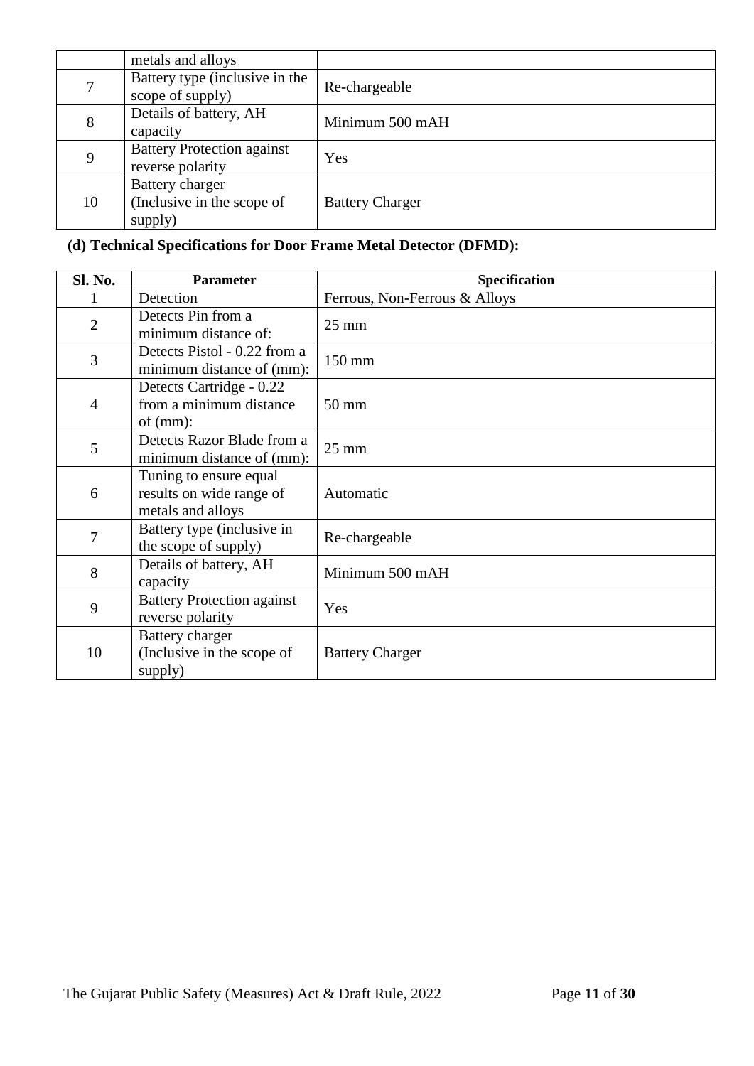| | | |
|---|---|---|
| | metals and alloys | |
| 7 | Battery type (inclusive in the scope of supply) | Re-chargeable |
| 8 | Details of battery, AH capacity | Minimum 500 mAH |
| 9 | Battery Protection against reverse polarity | Yes |
| 10 | Battery charger (Inclusive in the scope of supply) | Battery Charger |

**(d) Technical Specifications for Door Frame Metal Detector (DFMD):**

| Sl. No. | Parameter | Specification |
|---|---|---|
| 1 | Detection | Ferrous, Non-Ferrous & Alloys |
| 2 | Detects Pin from a minimum distance of: | 25 mm |
| 3 | Detects Pistol - 0.22 from a minimum distance of (mm): | 150 mm |
| 4 | Detects Cartridge - 0.22 from a minimum distance of (mm): | 50 mm |
| 5 | Detects Razor Blade from a minimum distance of (mm): | 25 mm |
| 6 | Tuning to ensure equal results on wide range of metals and alloys | Automatic |
| 7 | Battery type (inclusive in the scope of supply) | Re-chargeable |
| 8 | Details of battery, AH capacity | Minimum 500 mAH |
| 9 | Battery Protection against reverse polarity | Yes |
| 10 | Battery charger (Inclusive in the scope of supply) | Battery Charger |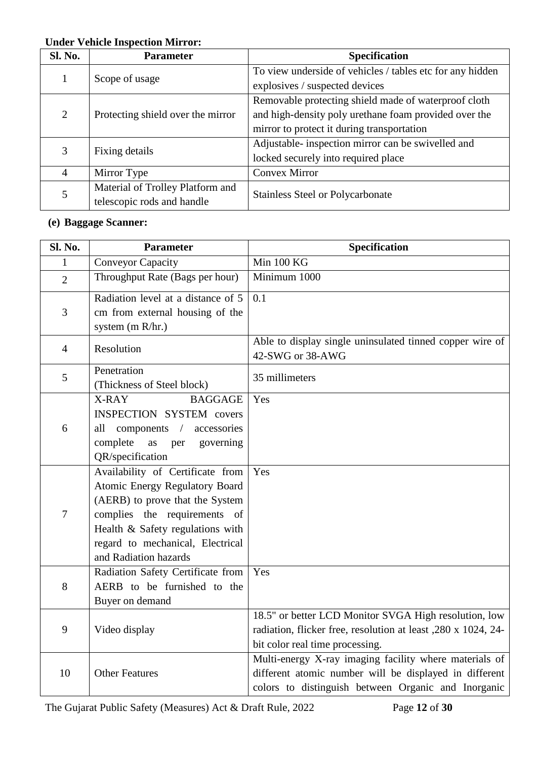**Under Vehicle Inspection Mirror:**

| Sl. No. | Parameter | Specification |
|---|---|---|
| 1 | Scope of usage | To view underside of vehicles / tables etc for any hidden explosives / suspected devices |
| 2 | Protecting shield over the mirror | Removable protecting shield made of waterproof cloth and high-density poly urethane foam provided over the mirror to protect it during transportation |
| 3 | Fixing details | Adjustable- inspection mirror can be swivelled and locked securely into required place |
| 4 | Mirror Type | Convex Mirror |
| 5 | Material of Trolley Platform and telescopic rods and handle | Stainless Steel or Polycarbonate |

**(e) Baggage Scanner:**

| Sl. No. | Parameter | Specification |
|---|---|---|
| 1 | Conveyor Capacity | Min 100 KG |
| 2 | Throughput Rate (Bags per hour) | Minimum 1000 |
| 3 | Radiation level at a distance of 5 cm from external housing of the system (m R/hr.) | 0.1 |
| 4 | Resolution | Able to display single uninsulated tinned copper wire of 42-SWG or 38-AWG |
| 5 | Penetration (Thickness of Steel block) | 35 millimeters |
| 6 | X-RAY BAGGAGE INSPECTION SYSTEM covers all components / accessories complete as per governing QR/specification | Yes |
| 7 | Availability of Certificate from Atomic Energy Regulatory Board (AERB) to prove that the System complies the requirements of Health & Safety regulations with regard to mechanical, Electrical and Radiation hazards | Yes |
| 8 | Radiation Safety Certificate from AERB to be furnished to the Buyer on demand | Yes |
| 9 | Video display | 18.5" or better LCD Monitor SVGA High resolution, low radiation, flicker free, resolution at least ,280 x 1024, 24-bit color real time processing. |
| 10 | Other Features | Multi-energy X-ray imaging facility where materials of different atomic number will be displayed in different colors to distinguish between Organic and Inorganic |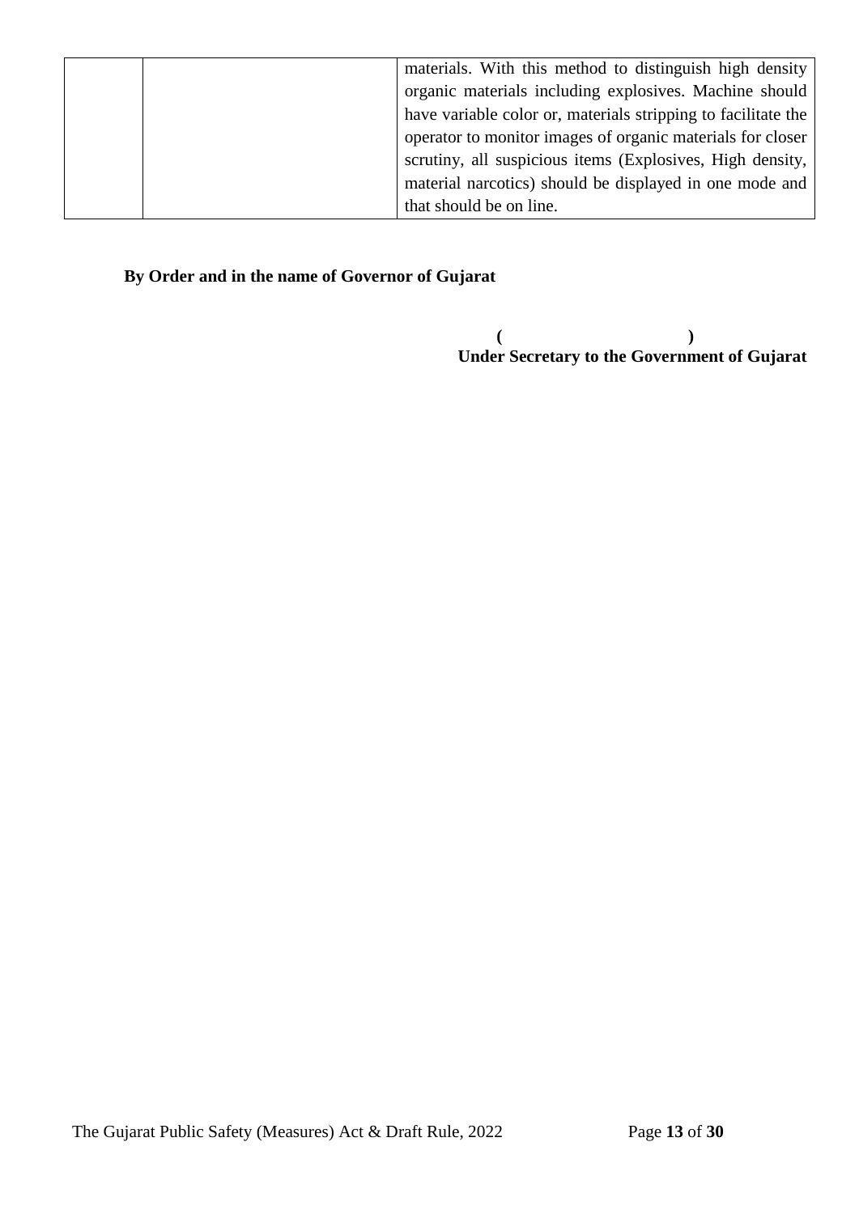|  |  | materials. With this method to distinguish high density organic materials including explosives. Machine should have variable color or, materials stripping to facilitate the operator to monitor images of organic materials for closer scrutiny, all suspicious items (Explosives, High density, material narcotics) should be displayed in one mode and that should be on line. |
| --- | --- | --- |

**By Order and in the name of Governor of Gujarat**

**( )**
**Under Secretary to the Government of Gujarat**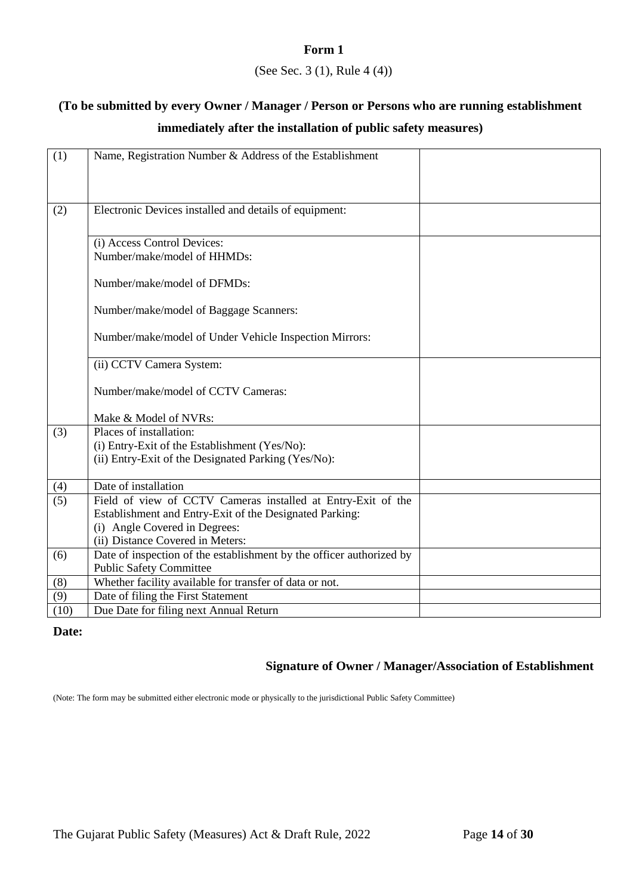**Form 1**

(See Sec. 3 (1), Rule 4 (4))

**(To be submitted by every Owner / Manager / Person or Persons who are running establishment immediately after the installation of public safety measures)**

| | | |
|---|---|---|
| (1) | Name, Registration Number & Address of the Establishment | |
| (2) | Electronic Devices installed and details of equipment: | |
| | (i) Access Control Devices:<br>Number/make/model of HHMDs:<br><br>Number/make/model of DFMDs:<br><br>Number/make/model of Baggage Scanners:<br><br>Number/make/model of Under Vehicle Inspection Mirrors: | |
| | (ii) CCTV Camera System:<br><br>Number/make/model of CCTV Cameras:<br><br>Make & Model of NVRs: | |
| (3) | Places of installation:<br>(i) Entry-Exit of the Establishment (Yes/No):<br>(ii) Entry-Exit of the Designated Parking (Yes/No): | |
| (4) | Date of installation | |
| (5) | Field of view of CCTV Cameras installed at Entry-Exit of the Establishment and Entry-Exit of the Designated Parking:<br>(i) Angle Covered in Degrees:<br>(ii) Distance Covered in Meters: | |
| (6) | Date of inspection of the establishment by the officer authorized by Public Safety Committee | |
| (8) | Whether facility available for transfer of data or not. | |
| (9) | Date of filing the First Statement | |
| (10) | Due Date for filing next Annual Return | |

**Date:**

**Signature of Owner / Manager/Association of Establishment**

(Note: The form may be submitted either electronic mode or physically to the jurisdictional Public Safety Committee)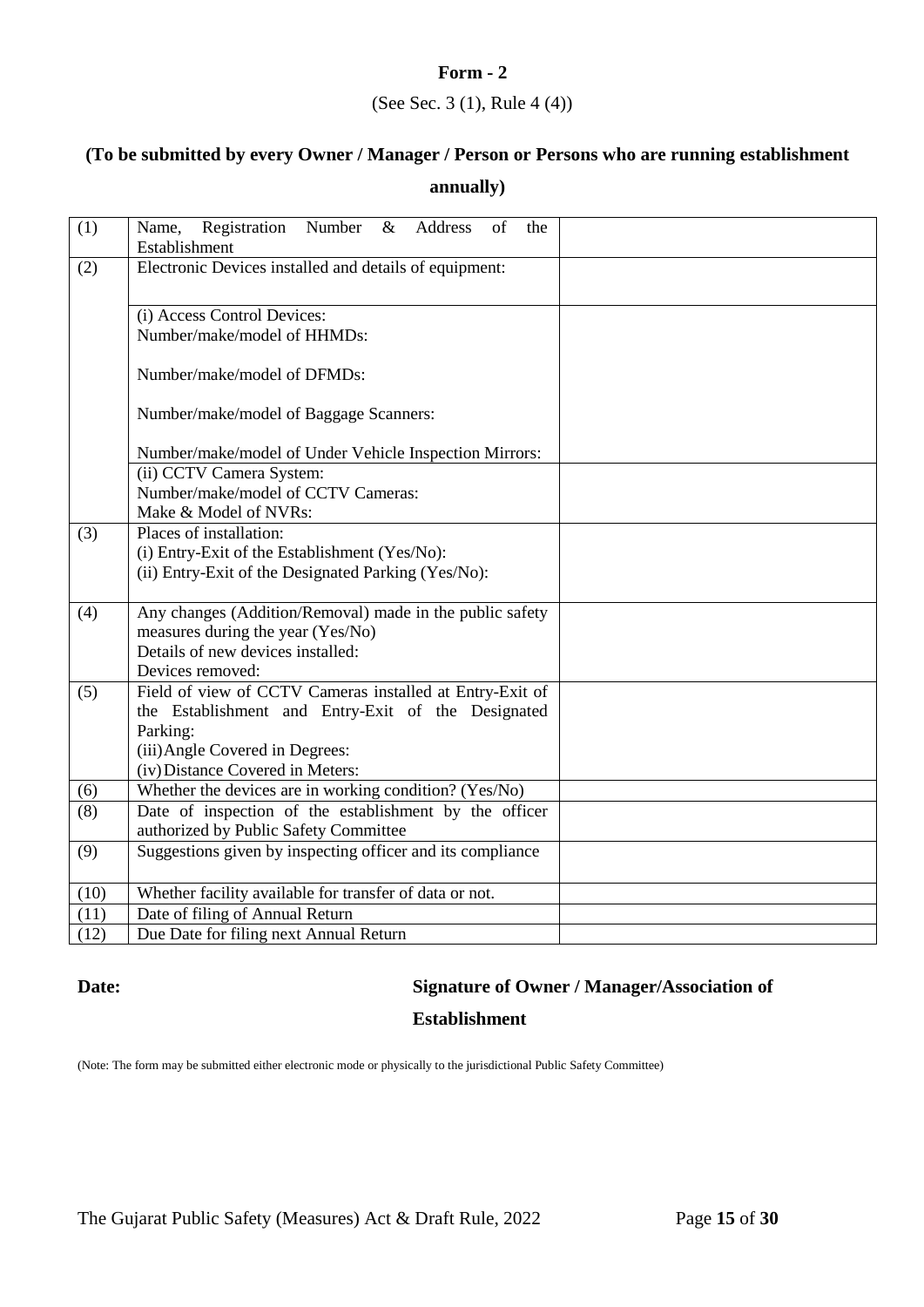**Form - 2**

(See Sec. 3 (1), Rule 4 (4))

**(To be submitted by every Owner / Manager / Person or Persons who are running establishment annually)**

| | | |
|---|---|---|
| (1) | Name, Registration Number & Address of the Establishment | |
| (2) | Electronic Devices installed and details of equipment: | |
| | (i) Access Control Devices:<br>Number/make/model of HHMDs:<br><br>Number/make/model of DFMDs:<br><br>Number/make/model of Baggage Scanners:<br><br>Number/make/model of Under Vehicle Inspection Mirrors: | |
| | (ii) CCTV Camera System:<br>Number/make/model of CCTV Cameras:<br>Make & Model of NVRs: | |
| (3) | Places of installation:<br>(i) Entry-Exit of the Establishment (Yes/No):<br>(ii) Entry-Exit of the Designated Parking (Yes/No): | |
| (4) | Any changes (Addition/Removal) made in the public safety measures during the year (Yes/No)<br>Details of new devices installed:<br>Devices removed: | |
| (5) | Field of view of CCTV Cameras installed at Entry-Exit of the Establishment and Entry-Exit of the Designated Parking:<br>(iii) Angle Covered in Degrees:<br>(iv) Distance Covered in Meters: | |
| (6) | Whether the devices are in working condition? (Yes/No) | |
| (8) | Date of inspection of the establishment by the officer authorized by Public Safety Committee | |
| (9) | Suggestions given by inspecting officer and its compliance | |
| (10) | Whether facility available for transfer of data or not. | |
| (11) | Date of filing of Annual Return | |
| (12) | Due Date for filing next Annual Return | |

**Date:** **Signature of Owner / Manager/Association of Establishment**

(Note: The form may be submitted either electronic mode or physically to the jurisdictional Public Safety Committee)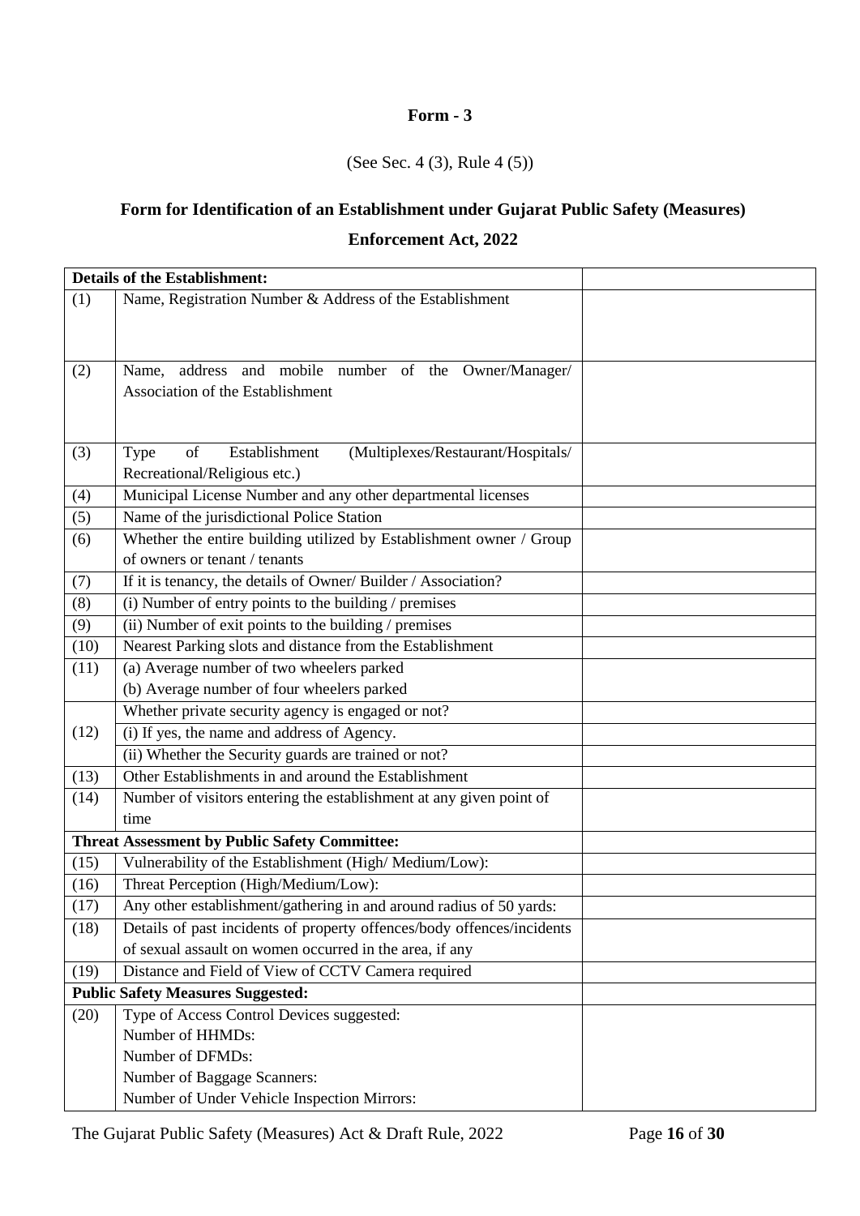**Form - 3**

(See Sec. 4 (3), Rule 4 (5))

## Form for Identification of an Establishment under Gujarat Public Safety (Measures) Enforcement Act, 2022

| **Details of the Establishment:** | | |
|---|---|---|
| (1) | Name, Registration Number & Address of the Establishment | |
| (2) | Name, address and mobile number of the Owner/Manager/ Association of the Establishment | |
| (3) | Type of Establishment (Multiplexes/Restaurant/Hospitals/ Recreational/Religious etc.) | |
| (4) | Municipal License Number and any other departmental licenses | |
| (5) | Name of the jurisdictional Police Station | |
| (6) | Whether the entire building utilized by Establishment owner / Group of owners or tenant / tenants | |
| (7) | If it is tenancy, the details of Owner/ Builder / Association? | |
| (8) | (i) Number of entry points to the building / premises | |
| (9) | (ii) Number of exit points to the building / premises | |
| (10) | Nearest Parking slots and distance from the Establishment | |
| (11) | (a) Average number of two wheelers parked<br>(b) Average number of four wheelers parked | |
| (12) | Whether private security agency is engaged or not? | |
| | (i) If yes, the name and address of Agency. | |
| | (ii) Whether the Security guards are trained or not? | |
| (13) | Other Establishments in and around the Establishment | |
| (14) | Number of visitors entering the establishment at any given point of time | |
| **Threat Assessment by Public Safety Committee:** | | |
| (15) | Vulnerability of the Establishment (High/ Medium/Low): | |
| (16) | Threat Perception (High/Medium/Low): | |
| (17) | Any other establishment/gathering in and around radius of 50 yards: | |
| (18) | Details of past incidents of property offences/body offences/incidents of sexual assault on women occurred in the area, if any | |
| (19) | Distance and Field of View of CCTV Camera required | |
| **Public Safety Measures Suggested:** | | |
| (20) | Type of Access Control Devices suggested:<br>Number of HHMDs:<br>Number of DFMDs:<br>Number of Baggage Scanners:<br>Number of Under Vehicle Inspection Mirrors: | |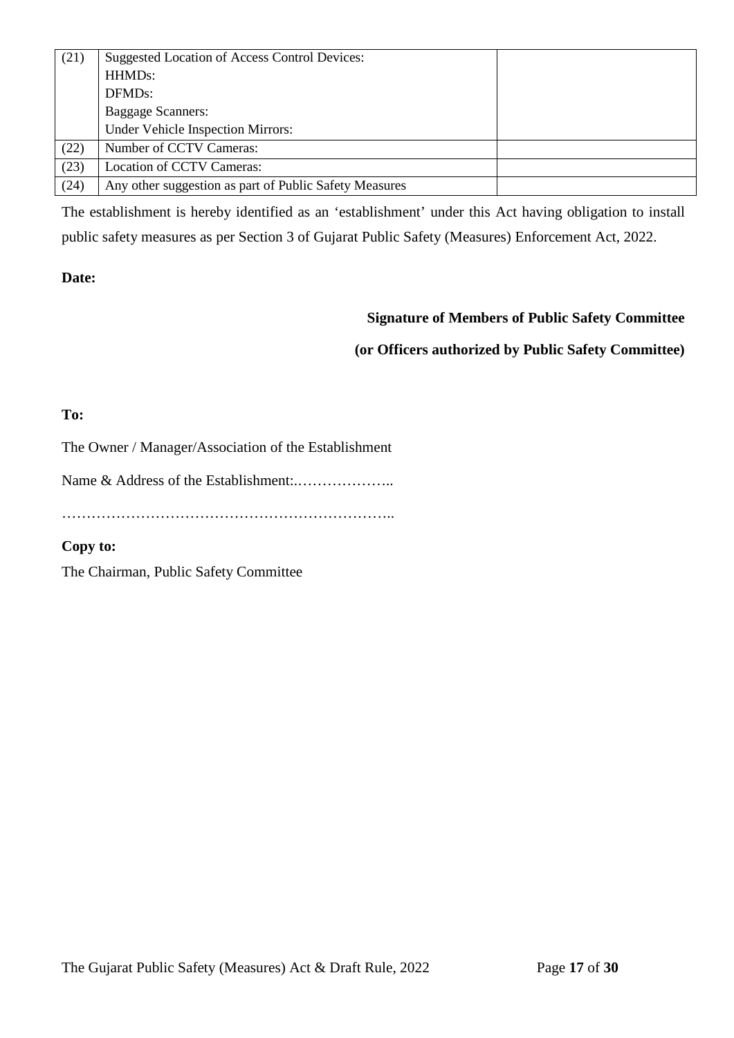| | | |
|---|---|---|
| (21) | Suggested Location of Access Control Devices:<br>HHMDs:<br>DFMDs:<br>Baggage Scanners:<br>Under Vehicle Inspection Mirrors: | |
| (22) | Number of CCTV Cameras: | |
| (23) | Location of CCTV Cameras: | |
| (24) | Any other suggestion as part of Public Safety Measures | |

The establishment is hereby identified as an 'establishment' under this Act having obligation to install public safety measures as per Section 3 of Gujarat Public Safety (Measures) Enforcement Act, 2022.

**Date:**

**Signature of Members of Public Safety Committee**

**(or Officers authorized by Public Safety Committee)**

**To:**

The Owner / Manager/Association of the Establishment

Name & Address of the Establishment:.………………..

…………………………………………………………..

**Copy to:**

The Chairman, Public Safety Committee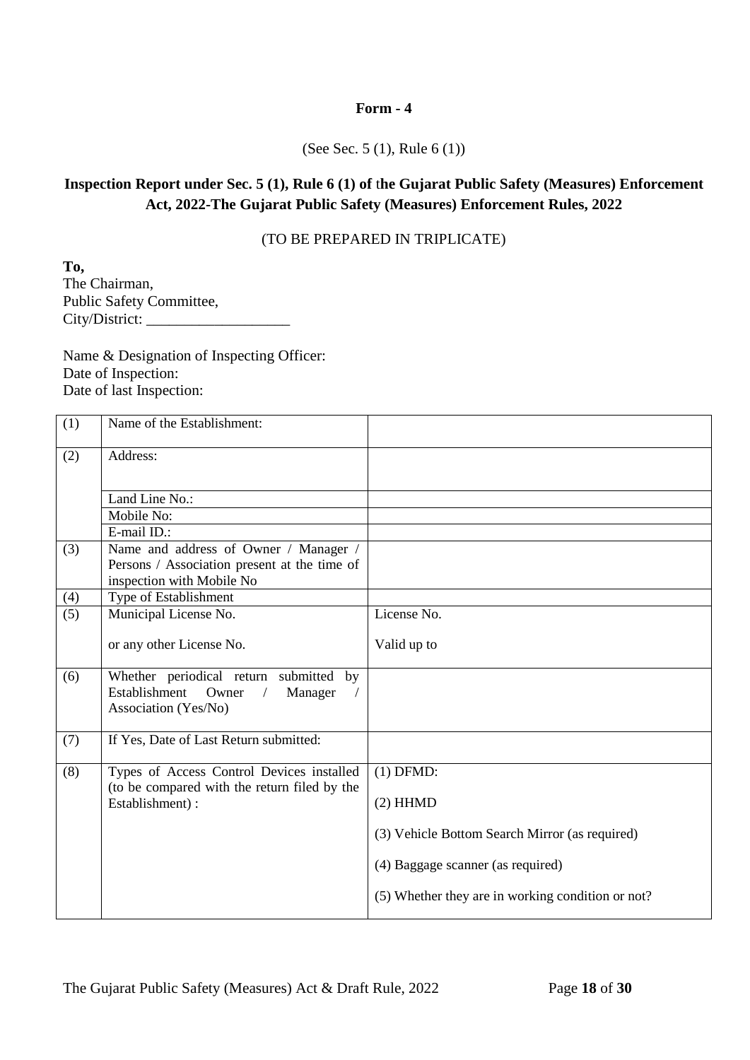**Form - 4**

(See Sec. 5 (1), Rule 6 (1))

**Inspection Report under Sec. 5 (1), Rule 6 (1) of the Gujarat Public Safety (Measures) Enforcement Act, 2022-The Gujarat Public Safety (Measures) Enforcement Rules, 2022**

(TO BE PREPARED IN TRIPLICATE)

**To,**
The Chairman,
Public Safety Committee,
City/District: ___________________

Name & Designation of Inspecting Officer:
Date of Inspection:
Date of last Inspection:

| | | |
|---|---|---|
| (1) | Name of the Establishment: | |
| (2) | Address: | |
| | Land Line No.: | |
| | Mobile No: | |
| | E-mail ID.: | |
| (3) | Name and address of Owner / Manager / Persons / Association present at the time of inspection with Mobile No | |
| (4) | Type of Establishment | |
| (5) | Municipal License No.<br><br>or any other License No. | License No.<br><br>Valid up to |
| (6) | Whether periodical return submitted by Establishment Owner / Manager / Association (Yes/No) | |
| (7) | If Yes, Date of Last Return submitted: | |
| (8) | Types of Access Control Devices installed (to be compared with the return filed by the Establishment) : | (1) DFMD:<br><br>(2) HHMD<br><br>(3) Vehicle Bottom Search Mirror (as required)<br><br>(4) Baggage scanner (as required)<br><br>(5) Whether they are in working condition or not? |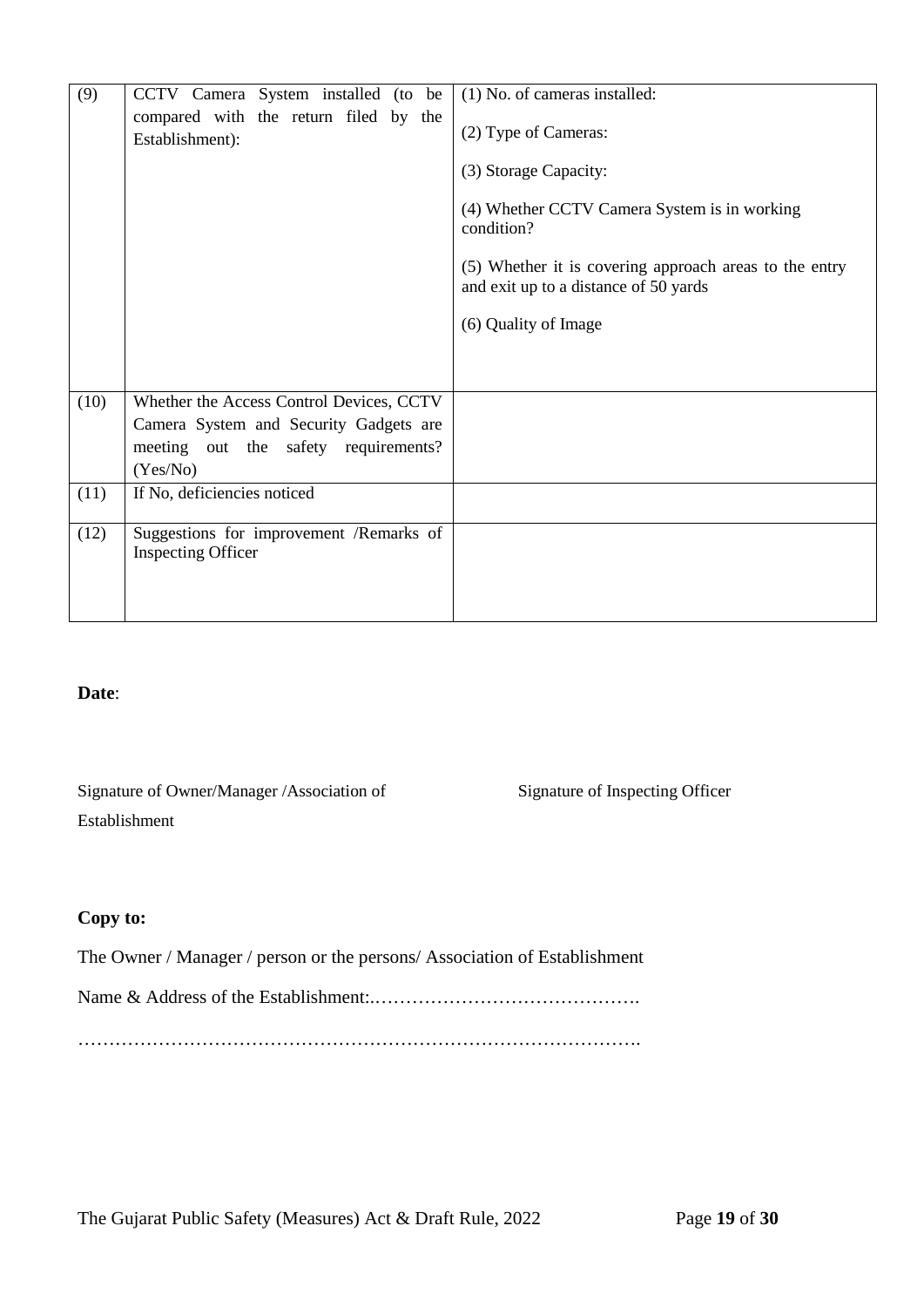| (9) | CCTV Camera System installed (to be compared with the return filed by the Establishment): | (1) No. of cameras installed:<br><br>(2) Type of Cameras:<br><br>(3) Storage Capacity:<br><br>(4) Whether CCTV Camera System is in working condition?<br><br>(5) Whether it is covering approach areas to the entry and exit up to a distance of 50 yards<br><br>(6) Quality of Image |
|---|---|---|
| (10) | Whether the Access Control Devices, CCTV Camera System and Security Gadgets are meeting out the safety requirements? (Yes/No) | |
| (11) | If No, deficiencies noticed | |
| (12) | Suggestions for improvement /Remarks of Inspecting Officer | |

**Date**:

Signature of Owner/Manager /Association of Establishment

Signature of Inspecting Officer

**Copy to:**

The Owner / Manager / person or the persons/ Association of Establishment

Name & Address of the Establishment:.…………………………………….

…………………………………………………………………………….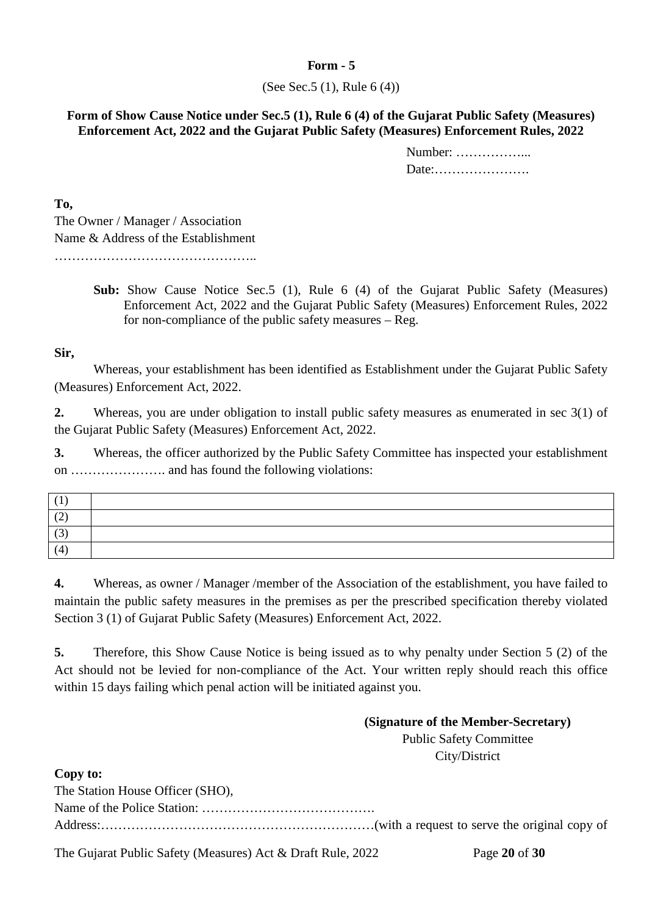**Form - 5**

(See Sec.5 (1), Rule 6 (4))

**Form of Show Cause Notice under Sec.5 (1), Rule 6 (4) of the Gujarat Public Safety (Measures) Enforcement Act, 2022 and the Gujarat Public Safety (Measures) Enforcement Rules, 2022**

Number: ……………...
Date:………………….

**To,**
The Owner / Manager / Association
Name & Address of the Establishment
………………………………………..

**Sub:** Show Cause Notice Sec.5 (1), Rule 6 (4) of the Gujarat Public Safety (Measures) Enforcement Act, 2022 and the Gujarat Public Safety (Measures) Enforcement Rules, 2022 for non-compliance of the public safety measures – Reg.

**Sir,**

Whereas, your establishment has been identified as Establishment under the Gujarat Public Safety (Measures) Enforcement Act, 2022.

**2.** Whereas, you are under obligation to install public safety measures as enumerated in sec 3(1) of the Gujarat Public Safety (Measures) Enforcement Act, 2022.

**3.** Whereas, the officer authorized by the Public Safety Committee has inspected your establishment on …………………. and has found the following violations:

| | |
|---|---|
| (1) | |
| (2) | |
| (3) | |
| (4) | |

**4.** Whereas, as owner / Manager /member of the Association of the establishment, you have failed to maintain the public safety measures in the premises as per the prescribed specification thereby violated Section 3 (1) of Gujarat Public Safety (Measures) Enforcement Act, 2022.

**5.** Therefore, this Show Cause Notice is being issued as to why penalty under Section 5 (2) of the Act should not be levied for non-compliance of the Act. Your written reply should reach this office within 15 days failing which penal action will be initiated against you.

**(Signature of the Member-Secretary)**
Public Safety Committee
City/District

**Copy to:**
The Station House Officer (SHO),
Name of the Police Station: ………………………………….
Address:………………………………………………………(with a request to serve the original copy of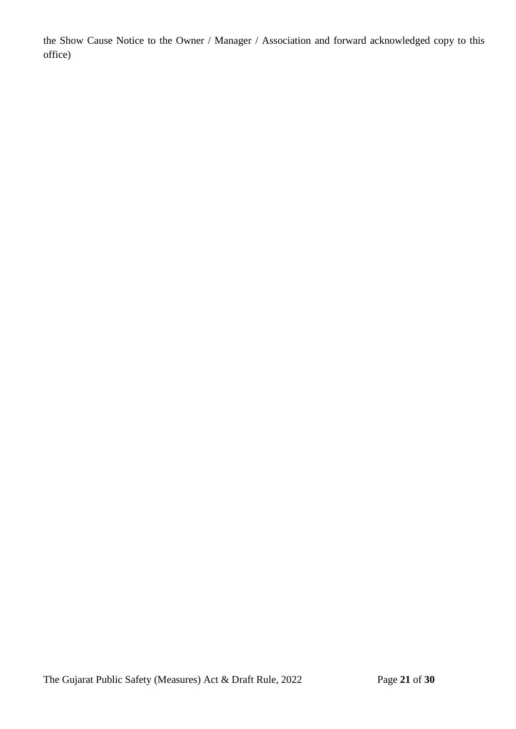the Show Cause Notice to the Owner / Manager / Association and forward acknowledged copy to this office)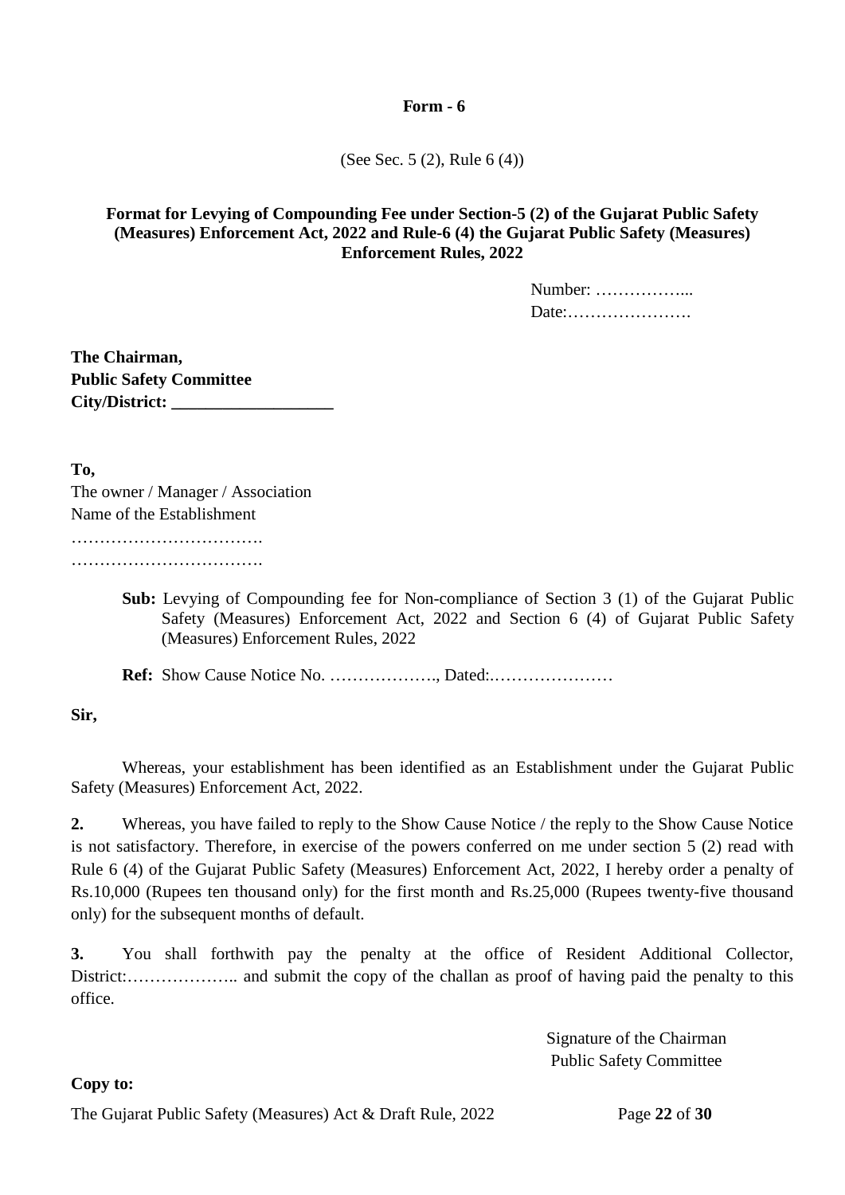**Form - 6**

(See Sec. 5 (2), Rule 6 (4))

**Format for Levying of Compounding Fee under Section-5 (2) of the Gujarat Public Safety (Measures) Enforcement Act, 2022 and Rule-6 (4) the Gujarat Public Safety (Measures) Enforcement Rules, 2022**

Number: ……………...
Date:………………….

**The Chairman,**
**Public Safety Committee**
**City/District: ___________________**

**To,**
The owner / Manager / Association
Name of the Establishment
…………………………….
…………………………….

**Sub:** Levying of Compounding fee for Non-compliance of Section 3 (1) of the Gujarat Public Safety (Measures) Enforcement Act, 2022 and Section 6 (4) of Gujarat Public Safety (Measures) Enforcement Rules, 2022

**Ref:** Show Cause Notice No. ………………., Dated:…………………

**Sir,**

Whereas, your establishment has been identified as an Establishment under the Gujarat Public Safety (Measures) Enforcement Act, 2022.

**2.** Whereas, you have failed to reply to the Show Cause Notice / the reply to the Show Cause Notice is not satisfactory. Therefore, in exercise of the powers conferred on me under section 5 (2) read with Rule 6 (4) of the Gujarat Public Safety (Measures) Enforcement Act, 2022, I hereby order a penalty of Rs.10,000 (Rupees ten thousand only) for the first month and Rs.25,000 (Rupees twenty-five thousand only) for the subsequent months of default.

**3.** You shall forthwith pay the penalty at the office of Resident Additional Collector, District:……………….. and submit the copy of the challan as proof of having paid the penalty to this office.

Signature of the Chairman
Public Safety Committee

**Copy to:**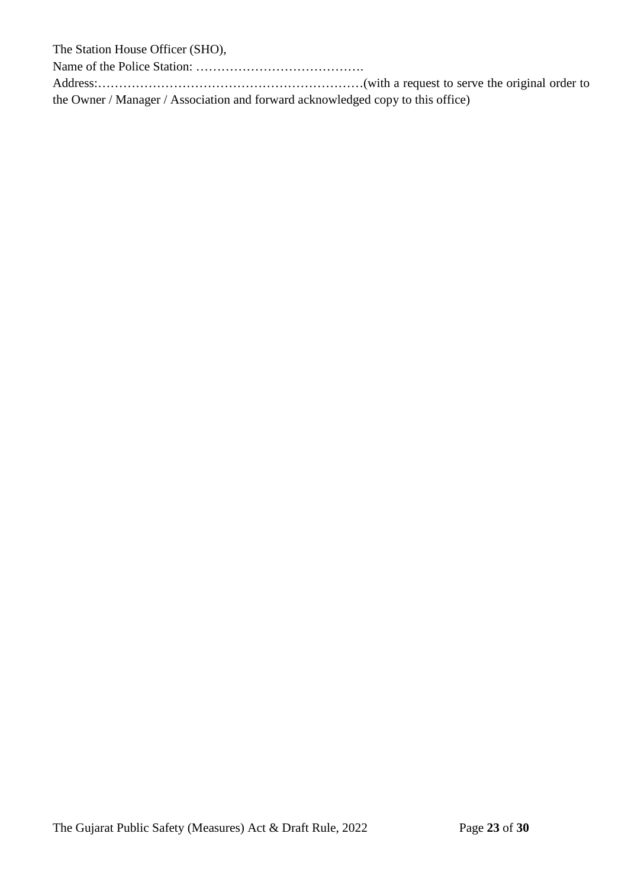The Station House Officer (SHO),

Name of the Police Station: ………………………………….

Address:………………………………………………………(with a request to serve the original order to the Owner / Manager / Association and forward acknowledged copy to this office)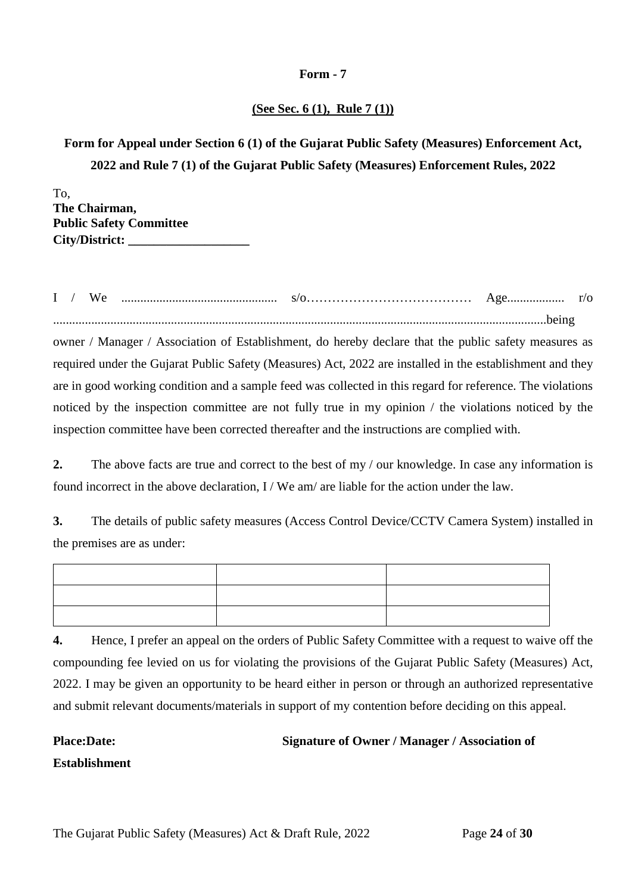**Form - 7**

**(See Sec. 6 (1), Rule 7 (1))**

**Form for Appeal under Section 6 (1) of the Gujarat Public Safety (Measures) Enforcement Act, 2022 and Rule 7 (1) of the Gujarat Public Safety (Measures) Enforcement Rules, 2022**

To,
**The Chairman,**
**Public Safety Committee**
**City/District: ___________________**

I / We ................................................. s/o………………………………… Age.................. r/o ..........................................................................................................................................being owner / Manager / Association of Establishment, do hereby declare that the public safety measures as required under the Gujarat Public Safety (Measures) Act, 2022 are installed in the establishment and they are in good working condition and a sample feed was collected in this regard for reference. The violations noticed by the inspection committee are not fully true in my opinion / the violations noticed by the inspection committee have been corrected thereafter and the instructions are complied with.

**2.** The above facts are true and correct to the best of my / our knowledge. In case any information is found incorrect in the above declaration, I / We am/ are liable for the action under the law.

**3.** The details of public safety measures (Access Control Device/CCTV Camera System) installed in the premises are as under:

| | | |
|---|---|---|
| | | |
| | | |

**4.** Hence, I prefer an appeal on the orders of Public Safety Committee with a request to waive off the compounding fee levied on us for violating the provisions of the Gujarat Public Safety (Measures) Act, 2022. I may be given an opportunity to be heard either in person or through an authorized representative and submit relevant documents/materials in support of my contention before deciding on this appeal.

**Place:Date:** **Signature of Owner / Manager / Association of Establishment**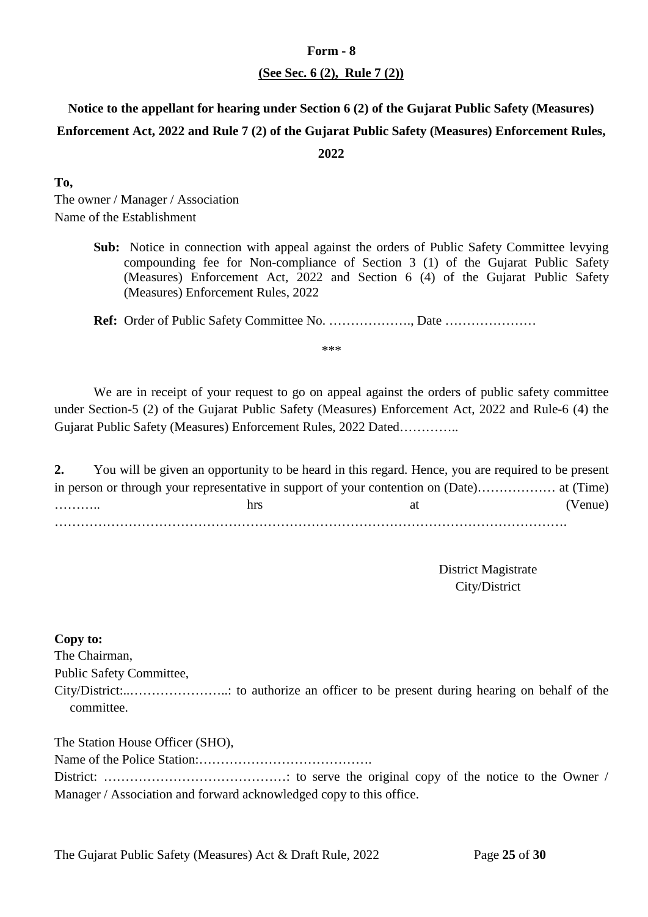**Form - 8**

**(See Sec. 6 (2), Rule 7 (2))**

**Notice to the appellant for hearing under Section 6 (2) of the Gujarat Public Safety (Measures) Enforcement Act, 2022 and Rule 7 (2) of the Gujarat Public Safety (Measures) Enforcement Rules, 2022**

**To,**
The owner / Manager / Association
Name of the Establishment

**Sub:** Notice in connection with appeal against the orders of Public Safety Committee levying compounding fee for Non-compliance of Section 3 (1) of the Gujarat Public Safety (Measures) Enforcement Act, 2022 and Section 6 (4) of the Gujarat Public Safety (Measures) Enforcement Rules, 2022

**Ref:** Order of Public Safety Committee No. ……………….., Date …………………

\*\*\*

We are in receipt of your request to go on appeal against the orders of public safety committee under Section-5 (2) of the Gujarat Public Safety (Measures) Enforcement Act, 2022 and Rule-6 (4) the Gujarat Public Safety (Measures) Enforcement Rules, 2022 Dated…………..

**2.** You will be given an opportunity to be heard in this regard. Hence, you are required to be present in person or through your representative in support of your contention on (Date)……………… at (Time) ……….. hrs at (Venue) ………………………………………………………………………………………………….

District Magistrate
City/District

**Copy to:**
The Chairman,
Public Safety Committee,
City/District:..…………………..: to authorize an officer to be present during hearing on behalf of the committee.

The Station House Officer (SHO),
Name of the Police Station:………………………………….
District: ……………………………………: to serve the original copy of the notice to the Owner / Manager / Association and forward acknowledged copy to this office.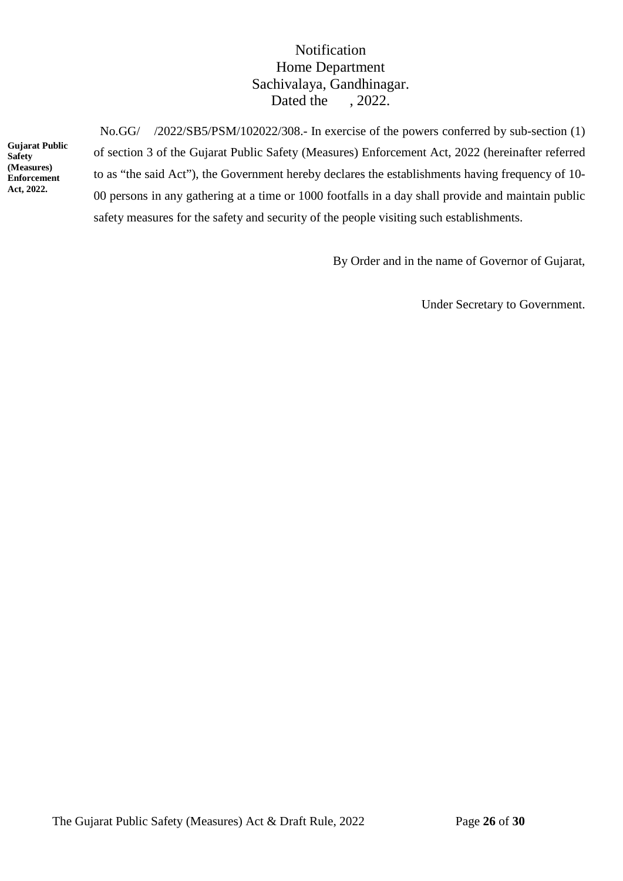Notification
Home Department
Sachivalaya, Gandhinagar.
Dated the , 2022.

**Gujarat Public Safety (Measures) Enforcement Act, 2022.**

No.GG/ /2022/SB5/PSM/102022/308.- In exercise of the powers conferred by sub-section (1) of section 3 of the Gujarat Public Safety (Measures) Enforcement Act, 2022 (hereinafter referred to as "the said Act"), the Government hereby declares the establishments having frequency of 10-00 persons in any gathering at a time or 1000 footfalls in a day shall provide and maintain public safety measures for the safety and security of the people visiting such establishments.

By Order and in the name of Governor of Gujarat,

Under Secretary to Government.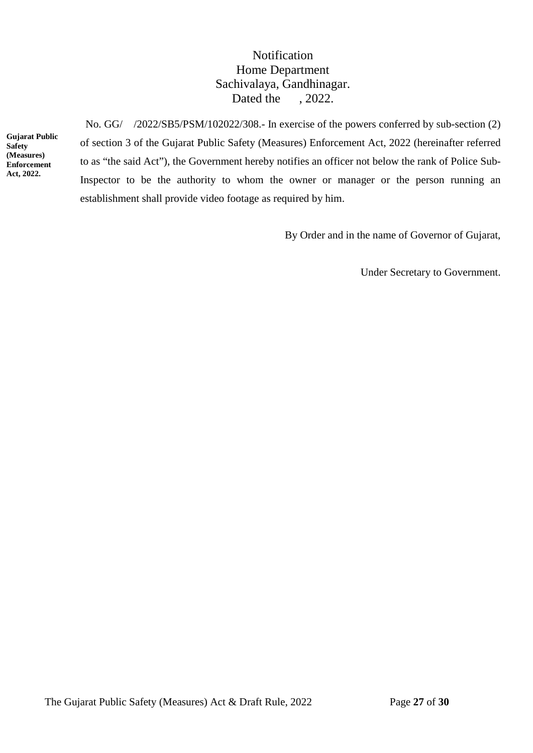Notification
Home Department
Sachivalaya, Gandhinagar.
Dated the , 2022.

**Gujarat Public Safety (Measures) Enforcement Act, 2022.**

No. GG/ /2022/SB5/PSM/102022/308.- In exercise of the powers conferred by sub-section (2) of section 3 of the Gujarat Public Safety (Measures) Enforcement Act, 2022 (hereinafter referred to as "the said Act"), the Government hereby notifies an officer not below the rank of Police Sub-Inspector to be the authority to whom the owner or manager or the person running an establishment shall provide video footage as required by him.

By Order and in the name of Governor of Gujarat,

Under Secretary to Government.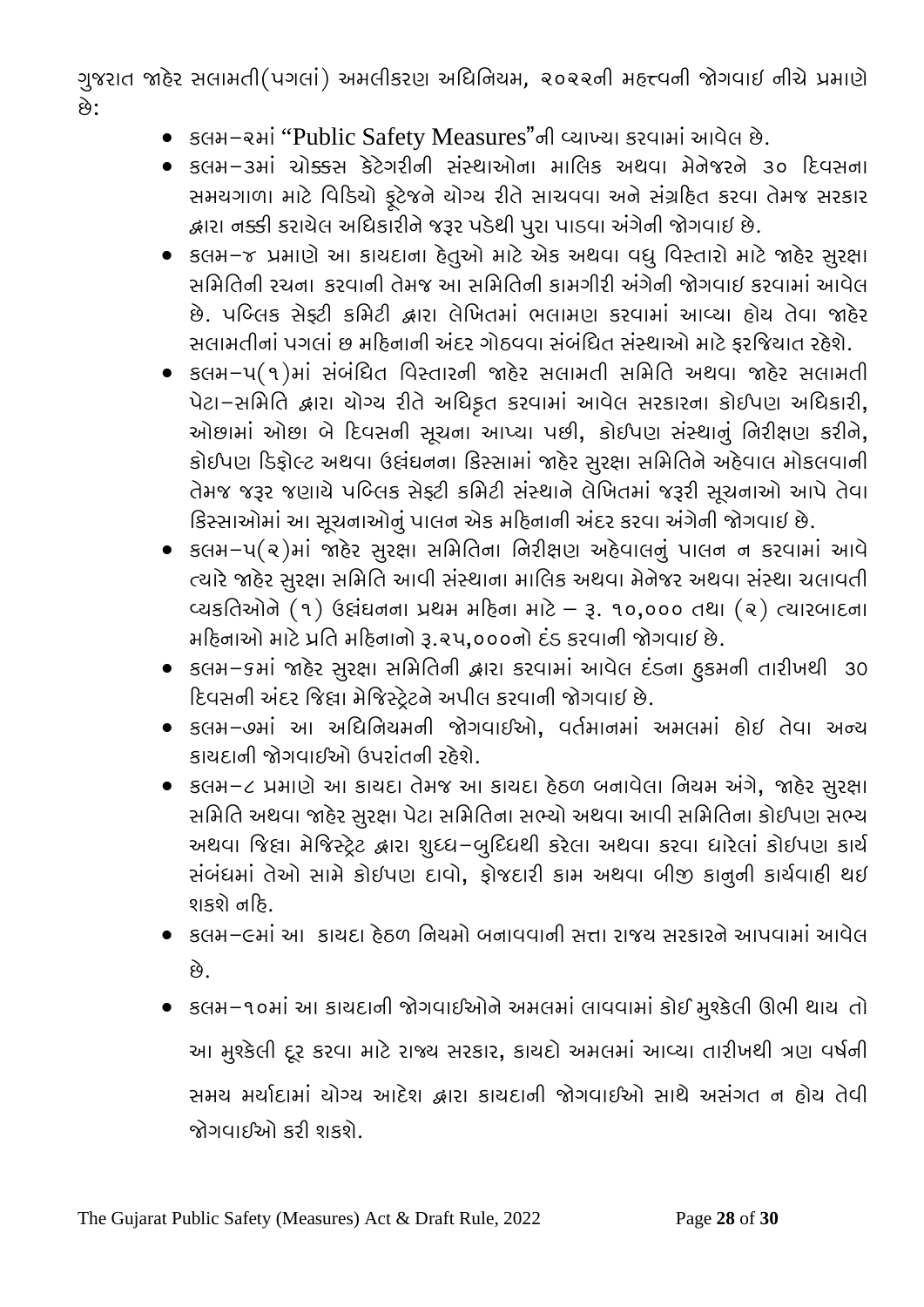ગુજરાત જાહેર સલામતી(પગલાં) અમલીકરણ અધિનિયમ, ૨૦૨૨ની મહત્ત્વની જોગવાઇ નીચે પ્રમાણે છે:

- કલમ–૨માં "Public Safety Measures"ની વ્યાખ્યા કરવામાં આવેલ છે.
- કલમ–3માં ચોક્કસ કેટેગરીની સંસ્થાઓના માલિક અથવા મેનેજરને ૩૦ દિવસના સમયગાળા માટે વિડિયો ફૂટેજને યોગ્ય રીતે સાચવવા અને સંગ્રહિત કરવા તેમજ સરકાર દ્વારા નક્કી કરાયેલ અધિકારીને જરૂર પડેથી પુરા પાડવા અંગેની જોગવાઇ છે.
- કલમ–૪ પ્રમાણે આ કાયદાના હેતુઓ માટે એક અથવા વધુ વિસ્તારો માટે જાહેર સુરક્ષા સમિતિની રચના કરવાની તેમજ આ સમિતિની કામગીરી અંગેની જોગવાઇ કરવામાં આવેલ છે. પબ્લિક સેફ્ટી કમિટી દ્વારા લેખિતમાં ભલામણ કરવામાં આવ્યા હોય તેવા જાહેર સલામતીનાં પગલાં છ મહિનાની અંદર ગોઠવવા સંબંધિત સંસ્થાઓ માટે ફરજિયાત રહેશે.
- કલમ–૫(૧)માં સંબંધિત વિસ્તારની જાહેર સલામતી સમિતિ અથવા જાહેર સલામતી પેટા–સમિતિ દ્વારા યોગ્ય રીતે અધિકૃત કરવામાં આવેલ સરકારના કોઈપણ અધિકારી, ઓછામાં ઓછા બે દિવસની સૂચના આપ્યા પછી, કોઇપણ સંસ્થાનું નિરીક્ષણ કરીને, કોઇપણ ડિફોલ્ટ અથવા ઉલ્લંઘનના કિસ્સામાં જાહેર સુરક્ષા સમિતિને અહેવાલ મોકલવાની તેમજ જરૂર જણાયે પબ્લિક સેફ્ટી કમિટી સંસ્થાને લેખિતમાં જરૂરી સૂચનાઓ આપે તેવા કિસ્સાઓમાં આ સૂચનાઓનું પાલન એક મહિનાની અંદર કરવા અંગેની જોગવાઇ છે.
- કલમ–૫(૨)માં જાહેર સુરક્ષા સમિતિના નિરીક્ષણ અહેવાલનું પાલન ન કરવામાં આવે ત્યારે જાહેર સુરક્ષા સમિતિ આવી સંસ્થાના માલિક અથવા મેનેજર અથવા સંસ્થા ચલાવતી વ્યકતિઓને (૧) ઉલ્લંઘનના પ્રથમ મહિના માટે – રૂ. ૧૦,૦૦૦ તથા (૨) ત્યારબાદના મહિનાઓ માટે પ્રતિ મહિનાનો રૂ.૨૫,૦૦૦નો દંડ કરવાની જોગવાઇ છે.
- કલમ–૬માં જાહેર સુરક્ષા સમિતિની દ્વારા કરવામાં આવેલ દંડના હુકમની તારીખથી 30 દિવસની અંદર જિલ્લા મેજિસ્ટ્રેટને અપીલ કરવાની જોગવાઇ છે.
- કલમ–૭માં આ અધિનિયમની જોગવાઈઓ, વર્તમાનમાં અમલમાં હોઇ તેવા અન્ય કાયદાની જોગવાઈઓ ઉપરાંતની રહેશે.
- કલમ–૮ પ્રમાણે આ કાયદા તેમજ આ કાયદા હેઠળ બનાવેલા નિયમ અંગે, જાહેર સુરક્ષા સમિતિ અથવા જાહેર સુરક્ષા પેટા સમિતિના સભ્યો અથવા આવી સમિતિના કોઈપણ સભ્ય અથવા જિલ્લા મેજિસ્ટ્રેટ દ્વારા શુધ્ધ–બુધ્ધિથી કરેલા અથવા કરવા ધારેલાં કોઈપણ કાર્ય સંબંધમાં તેઓ સામે કોઈપણ દાવો, ફોજદારી કામ અથવા બીજી કાનુની કાર્યવાહી થઇ શકશે નહિ.
- કલમ–૯માં આ કાયદા હેઠળ નિયમો બનાવવાની સત્તા રાજય સરકારને આપવામાં આવેલ છે.
- કલમ–૧૦માં આ કાયદાની જોગવાઈઓને અમલમાં લાવવામાં કોઈ મુશ્કેલી ઊભી થાય તો આ મુશ્કેલી દૂર કરવા માટે રાજ્ય સરકાર, કાયદો અમલમાં આવ્યા તારીખથી ત્રણ વર્ષની સમય મર્યાદામાં યોગ્ય આદેશ દ્વારા કાયદાની જોગવાઈઓ સાથે અસંગત ન હોય તેવી જોગવાઈઓ કરી શકશે.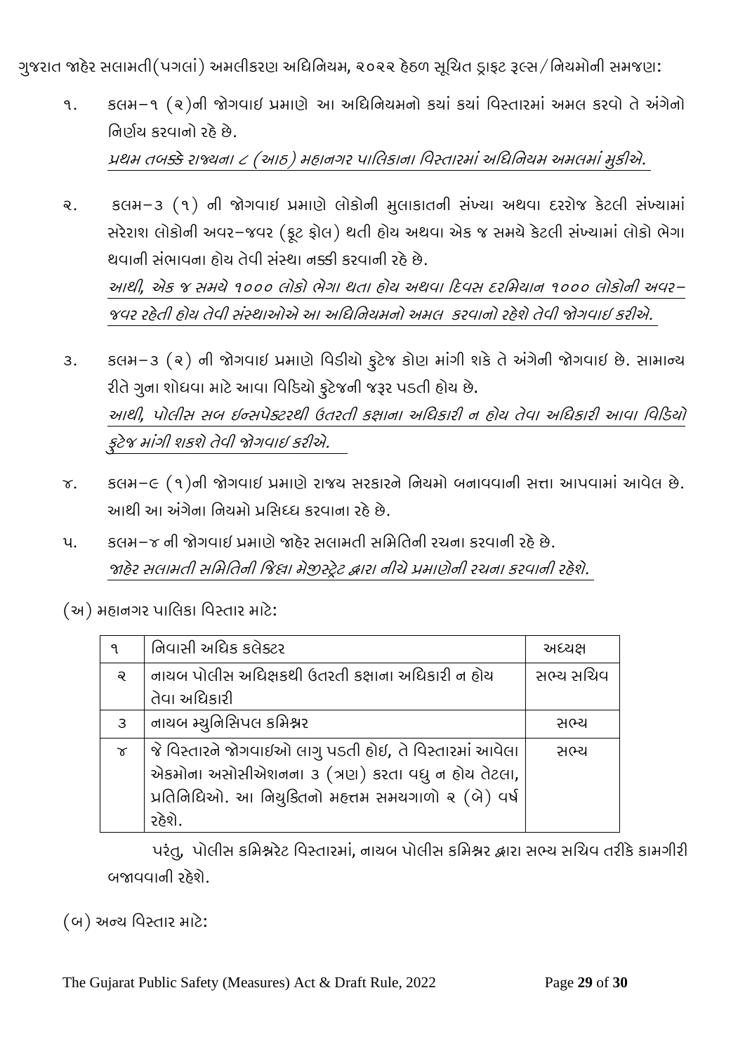ગુજરાત જાહેર સલામતી(પગલાં) અમલીકરણ અધિનિયમ, ૨૦૨૨ હેઠળ સૂચિત ડ્રાફ્ટ રૂલ્સ/નિયમોની સમજણ:

૧. કલમ-૧ (૨)ની જોગવાઇ પ્રમાણે આ અધિનિયમનો કયાં કયાં વિસ્તારમાં અમલ કરવો તે અંગેનો નિર્ણય કરવાનો રહે છે.
*પ્રથમ તબક્કે રાજયના ૮ (આઠ) મહાનગર પાલિકાના વિસ્તારમાં અધિનિયમ અમલમાં મુકીએ.*

૨. કલમ-૩ (૧) ની જોગવાઇ પ્રમાણે લોકોની મુલાકાતની સંખ્યા અથવા દરરોજ કેટલી સંખ્યામાં સરેરાશ લોકોની અવર-જવર (ફૂટ ફોલ) થતી હોય અથવા એક જ સમયે કેટલી સંખ્યામાં લોકો ભેગા થવાની સંભાવના હોય તેવી સંસ્થા નક્કી કરવાની રહે છે.
*આથી, એક જ સમયે ૧૦૦૦ લોકો ભેગા થતા હોય અથવા દિવસ દરમિયાન ૧૦૦૦ લોકોની અવર-જવર રહેતી હોય તેવી સંસ્થાઓએ આ અધિનિયમનો અમલ કરવાનો રહેશે તેવી જોગવાઇ કરીએ.*

૩. કલમ-૩ (૨) ની જોગવાઇ પ્રમાણે વિડીયો ફુટેજ કોણ માંગી શકે તે અંગેની જોગવાઇ છે. સામાન્ય રીતે ગુના શોધવા માટે આવા વિડિયો ફુટેજની જરૂર પડતી હોય છે.
*આથી, પોલીસ સબ ઇન્સપેક્ટરથી ઉતરતી કક્ષાના અધિકારી ન હોય તેવા અધિકારી આવા વિડિયો ફુટેજ માંગી શકશે તેવી જોગવાઇ કરીએ.*

૪. કલમ-૯ (૧)ની જોગવાઇ પ્રમાણે રાજય સરકારને નિયમો બનાવવાની સત્તા આપવામાં આવેલ છે. આથી આ અંગેના નિયમો પ્રસિધ્ધ કરવાના રહે છે.

૫. કલમ-૪ ની જોગવાઇ પ્રમાણે જાહેર સલામતી સમિતિની રચના કરવાની રહે છે.
*જાહેર સલામતી સમિતિની જિલ્લા મેજીસ્ટ્રેટ દ્વારા નીચે પ્રમાણેની રચના કરવાની રહેશે.*

(અ) મહાનગર પાલિકા વિસ્તાર માટે:

| ૧ | નિવાસી અધિક કલેક્ટર | અધ્યક્ષ |
|---|---|---|
| ૨ | નાયબ પોલીસ અધિક્ષકથી ઉતરતી કક્ષાના અધિકારી ન હોય તેવા અધિકારી | સભ્ય સચિવ |
| ૩ | નાયબ મ્યુનિસિપલ કમિશ્નર | સભ્ય |
| ૪ | જે વિસ્તારને જોગવાઇઓ લાગુ પડતી હોઇ, તે વિસ્તારમાં આવેલા એકમોના અસોસીએશનના ૩ (ત્રણ) કરતા વધુ ન હોય તેટલા, પ્રતિનિધિઓ. આ નિયુક્તિનો મહત્તમ સમયગાળો ૨ (બે) વર્ષ રહેશે. | સભ્ય |

પરંતુ, પોલીસ કમિશ્નરેટ વિસ્તારમાં, નાયબ પોલીસ કમિશ્નર દ્વારા સભ્ય સચિવ તરીકે કામગીરી બજાવવાની રહેશે.

(બ) અન્ય વિસ્તાર માટે: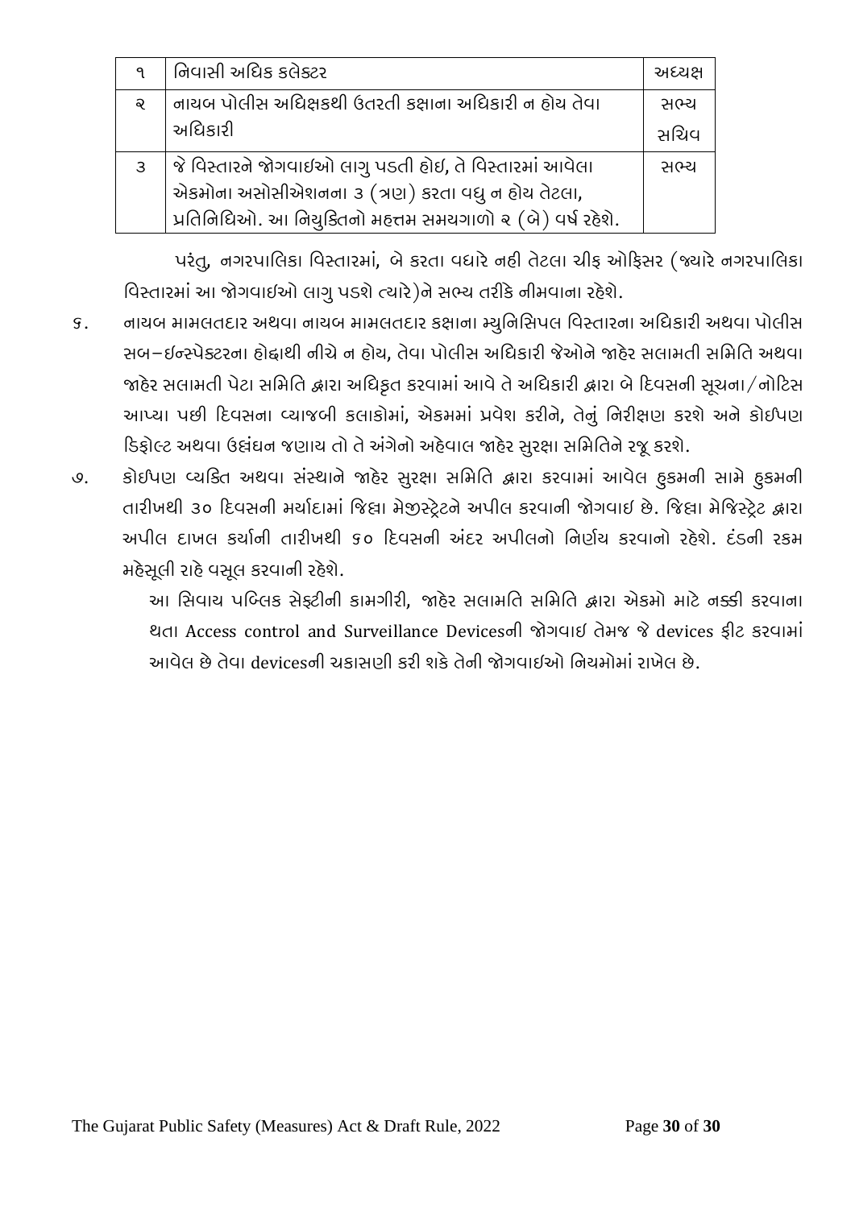| | | |
|---|---|---|
| ૧ | નિવાસી અધિક કલેક્ટર | અધ્યક્ષ |
| ૨ | નાયબ પોલીસ અધિક્ષકથી ઉતરતી કક્ષાના અધિકારી ન હોય તેવા અધિકારી | સભ્ય સચિવ |
| ૩ | જે વિસ્તારને જોગવાઇઓ લાગુ પડતી હોઇ, તે વિસ્તારમાં આવેલા એકમોના અસોસીએશનના ૩ (ત્રણ) કરતા વધુ ન હોય તેટલા, પ્રતિનિધિઓ. આ નિયુક્તિનો મહત્તમ સમયગાળો ૨ (બે) વર્ષ રહેશે. | સભ્ય |

પરંતુ, નગરપાલિકા વિસ્તારમાં, બે કરતા વધારે નહી તેટલા ચીફ ઓફિસર (જ્યારે નગરપાલિકા વિસ્તારમાં આ જોગવાઇઓ લાગુ પડશે ત્યારે)ને સભ્ય તરીકે નીમવાના રહેશે.

૬. નાયબ મામલતદાર અથવા નાયબ મામલતદાર કક્ષાના મ્યુનિસિપલ વિસ્તારના અધિકારી અથવા પોલીસ સબ–ઈન્સ્પેક્ટરના હોદ્દાથી નીચે ન હોય, તેવા પોલીસ અધિકારી જેઓને જાહેર સલામતી સમિતિ અથવા જાહેર સલામતી પેટા સમિતિ દ્વારા અધિકૃત કરવામાં આવે તે અધિકારી દ્વારા બે દિવસની સૂચના/નોટિસ આપ્યા પછી દિવસના વ્યાજબી કલાકોમાં, એકમમાં પ્રવેશ કરીને, તેનું નિરીક્ષણ કરશે અને કોઈપણ ડિફોલ્ટ અથવા ઉલ્લંઘન જણાય તો તે અંગેનો અહેવાલ જાહેર સુરક્ષા સમિતિને રજૂ કરશે.

૭. કોઈપણ વ્યક્તિ અથવા સંસ્થાને જાહેર સુરક્ષા સમિતિ દ્વારા કરવામાં આવેલ હુકમની સામે હુકમની તારીખથી ૩૦ દિવસની મર્યાદામાં જિલ્લા મેજીસ્ટ્રેટને અપીલ કરવાની જોગવાઇ છે. જિલ્લા મેજિસ્ટ્રેટ દ્વારા અપીલ દાખલ કર્યાની તારીખથી ૬૦ દિવસની અંદર અપીલનો નિર્ણય કરવાનો રહેશે. દંડની રકમ મહેસૂલી રાહે વસૂલ કરવાની રહેશે.

આ સિવાય પબ્લિક સેફ્ટીની કામગીરી, જાહેર સલામતિ સમિતિ દ્વારા એકમો માટે નક્કી કરવાના થતા Access control and Surveillance Devicesની જોગવાઇ તેમજ જે devices ફીટ કરવામાં આવેલ છે તેવા devicesની ચકાસણી કરી શકે તેની જોગવાઇઓ નિયમોમાં રાખેલ છે.